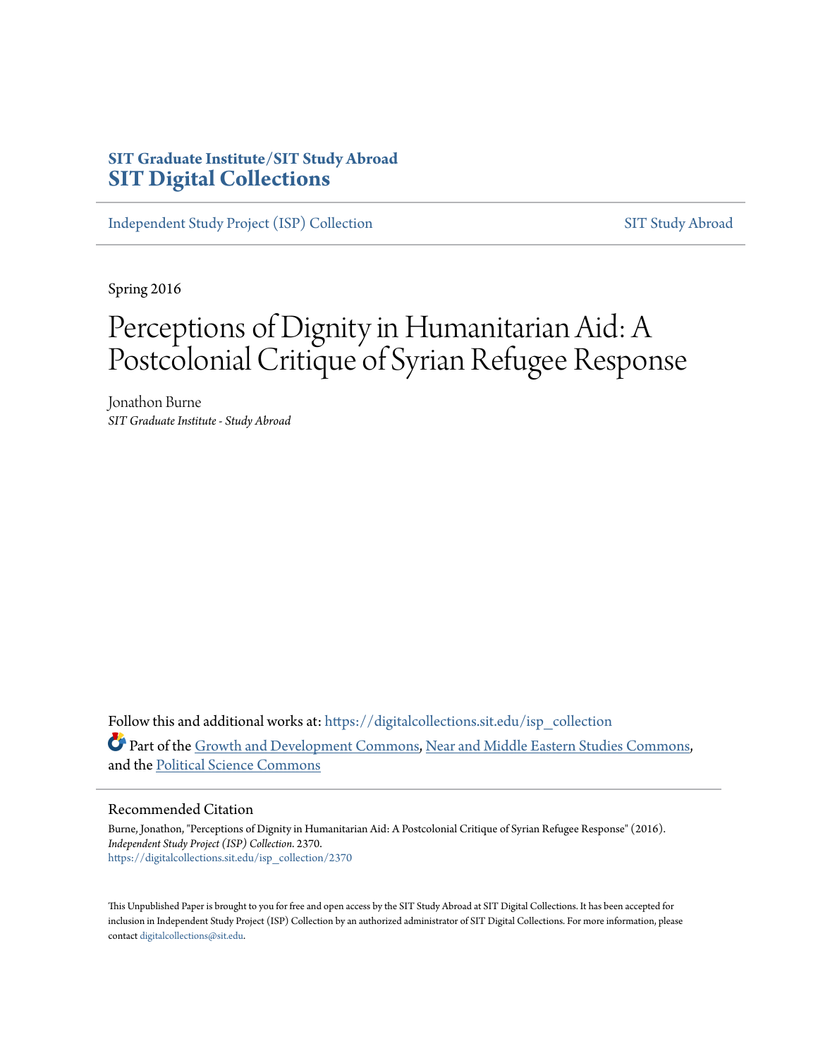**SIT Graduate Institute/SIT Study Abroad**
# SIT Digital Collections

Independent Study Project (ISP) Collection | SIT Study Abroad

Spring 2016

# Perceptions of Dignity in Humanitarian Aid: A Postcolonial Critique of Syrian Refugee Response

Jonathon Burne
*SIT Graduate Institute - Study Abroad*

Follow this and additional works at: https://digitalcollections.sit.edu/isp_collection

Part of the Growth and Development Commons, Near and Middle Eastern Studies Commons, and the Political Science Commons

## Recommended Citation

Burne, Jonathon, "Perceptions of Dignity in Humanitarian Aid: A Postcolonial Critique of Syrian Refugee Response" (2016). *Independent Study Project (ISP) Collection*. 2370.
https://digitalcollections.sit.edu/isp_collection/2370

This Unpublished Paper is brought to you for free and open access by the SIT Study Abroad at SIT Digital Collections. It has been accepted for inclusion in Independent Study Project (ISP) Collection by an authorized administrator of SIT Digital Collections. For more information, please contact digitalcollections@sit.edu.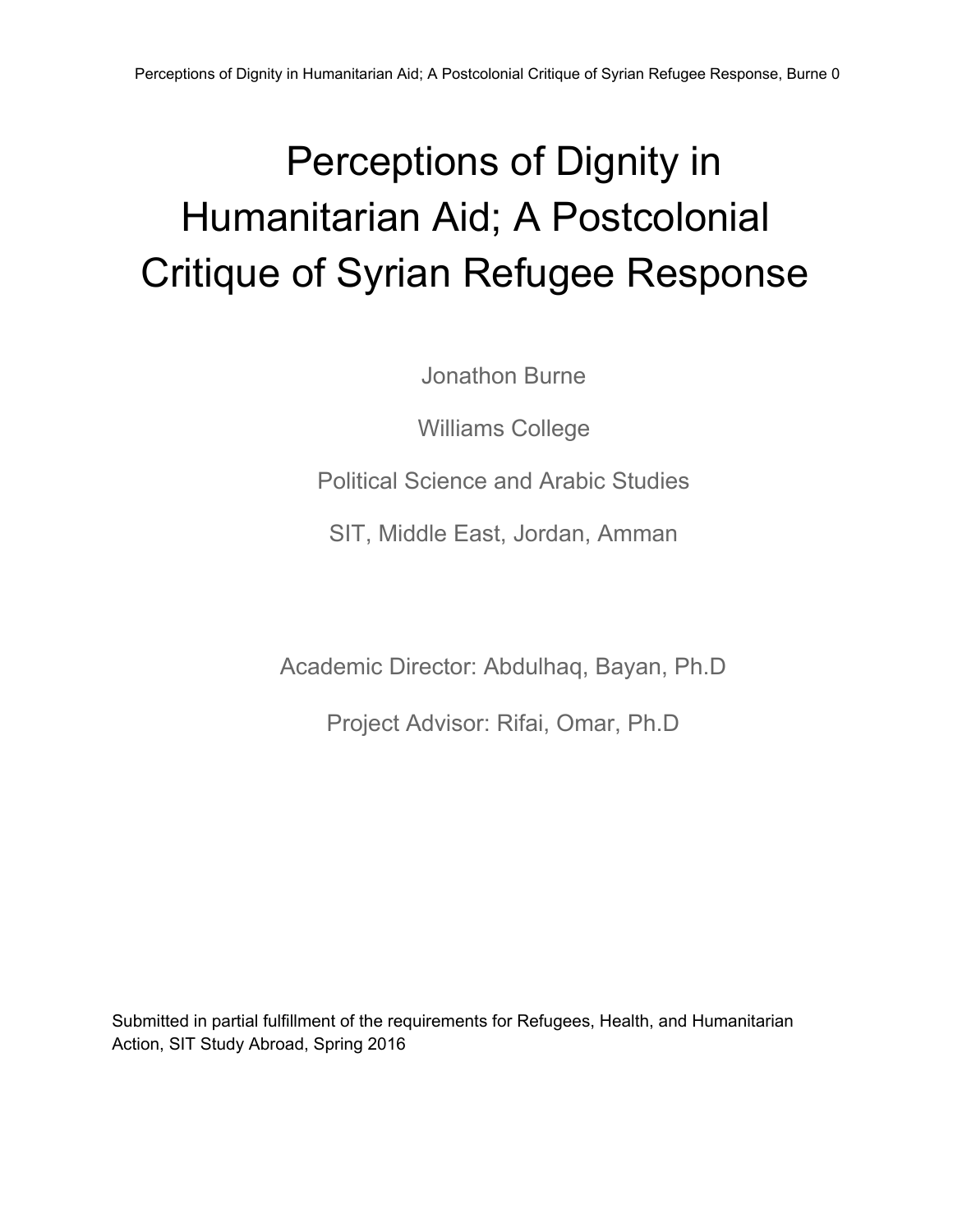# Perceptions of Dignity in Humanitarian Aid; A Postcolonial Critique of Syrian Refugee Response

Jonathon Burne

Williams College

Political Science and Arabic Studies

SIT, Middle East, Jordan, Amman

Academic Director: Abdulhaq, Bayan, Ph.D

Project Advisor: Rifai, Omar, Ph.D

Submitted in partial fulfillment of the requirements for Refugees, Health, and Humanitarian Action, SIT Study Abroad, Spring 2016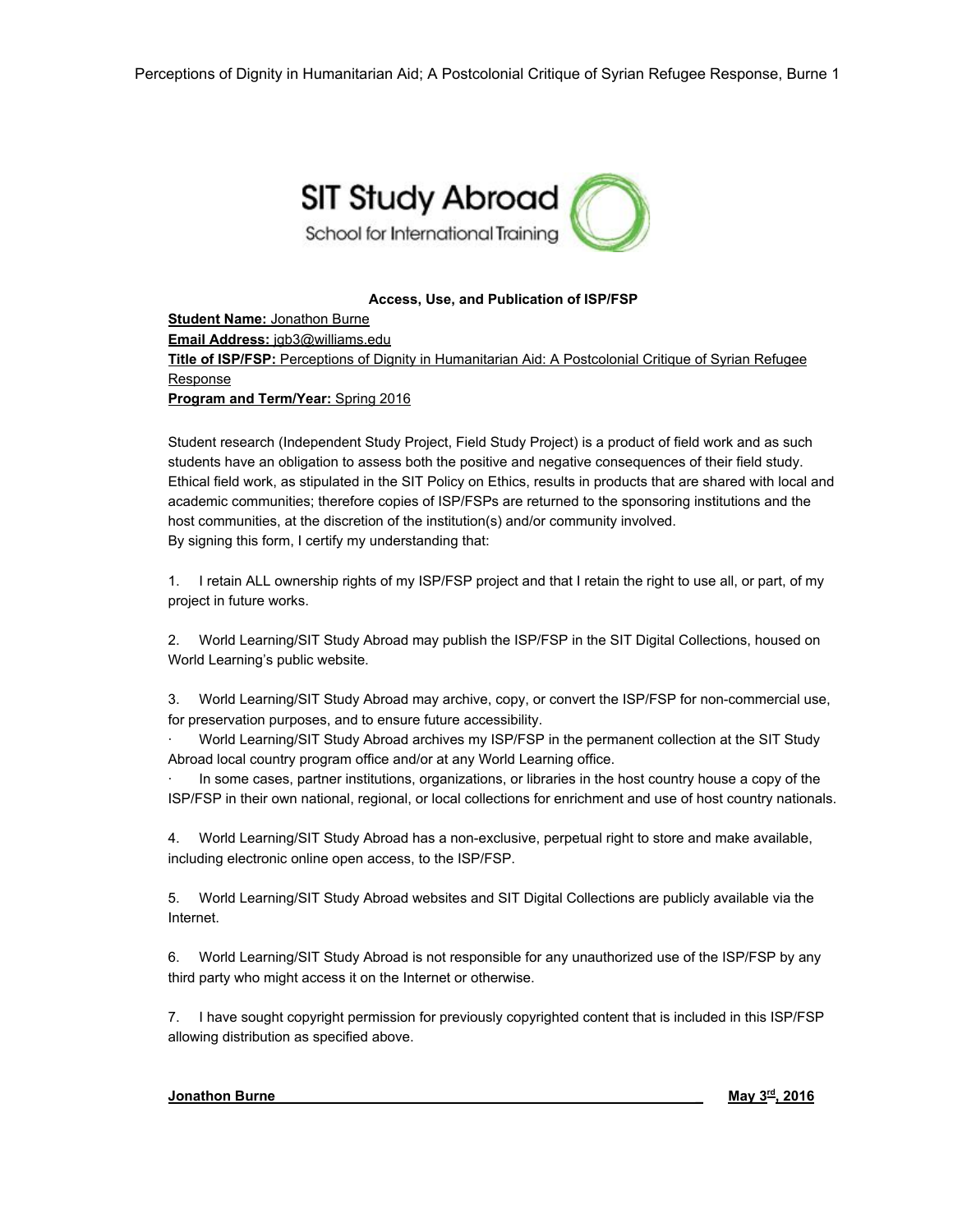SIT Study Abroad

School for International Training

**Access, Use, and Publication of ISP/FSP**

**Student Name:** Jonathon Burne
**Email Address:** jgb3@williams.edu
**Title of ISP/FSP:** Perceptions of Dignity in Humanitarian Aid: A Postcolonial Critique of Syrian Refugee Response
**Program and Term/Year:** Spring 2016

Student research (Independent Study Project, Field Study Project) is a product of field work and as such students have an obligation to assess both the positive and negative consequences of their field study. Ethical field work, as stipulated in the SIT Policy on Ethics, results in products that are shared with local and academic communities; therefore copies of ISP/FSPs are returned to the sponsoring institutions and the host communities, at the discretion of the institution(s) and/or community involved.
By signing this form, I certify my understanding that:

1. I retain ALL ownership rights of my ISP/FSP project and that I retain the right to use all, or part, of my project in future works.

2. World Learning/SIT Study Abroad may publish the ISP/FSP in the SIT Digital Collections, housed on World Learning's public website.

3. World Learning/SIT Study Abroad may archive, copy, or convert the ISP/FSP for non-commercial use, for preservation purposes, and to ensure future accessibility.
   - World Learning/SIT Study Abroad archives my ISP/FSP in the permanent collection at the SIT Study Abroad local country program office and/or at any World Learning office.
   - In some cases, partner institutions, organizations, or libraries in the host country house a copy of the ISP/FSP in their own national, regional, or local collections for enrichment and use of host country nationals.

4. World Learning/SIT Study Abroad has a non-exclusive, perpetual right to store and make available, including electronic online open access, to the ISP/FSP.

5. World Learning/SIT Study Abroad websites and SIT Digital Collections are publicly available via the Internet.

6. World Learning/SIT Study Abroad is not responsible for any unauthorized use of the ISP/FSP by any third party who might access it on the Internet or otherwise.

7. I have sought copyright permission for previously copyrighted content that is included in this ISP/FSP allowing distribution as specified above.

**Jonathon Burne** **May 3rd, 2016**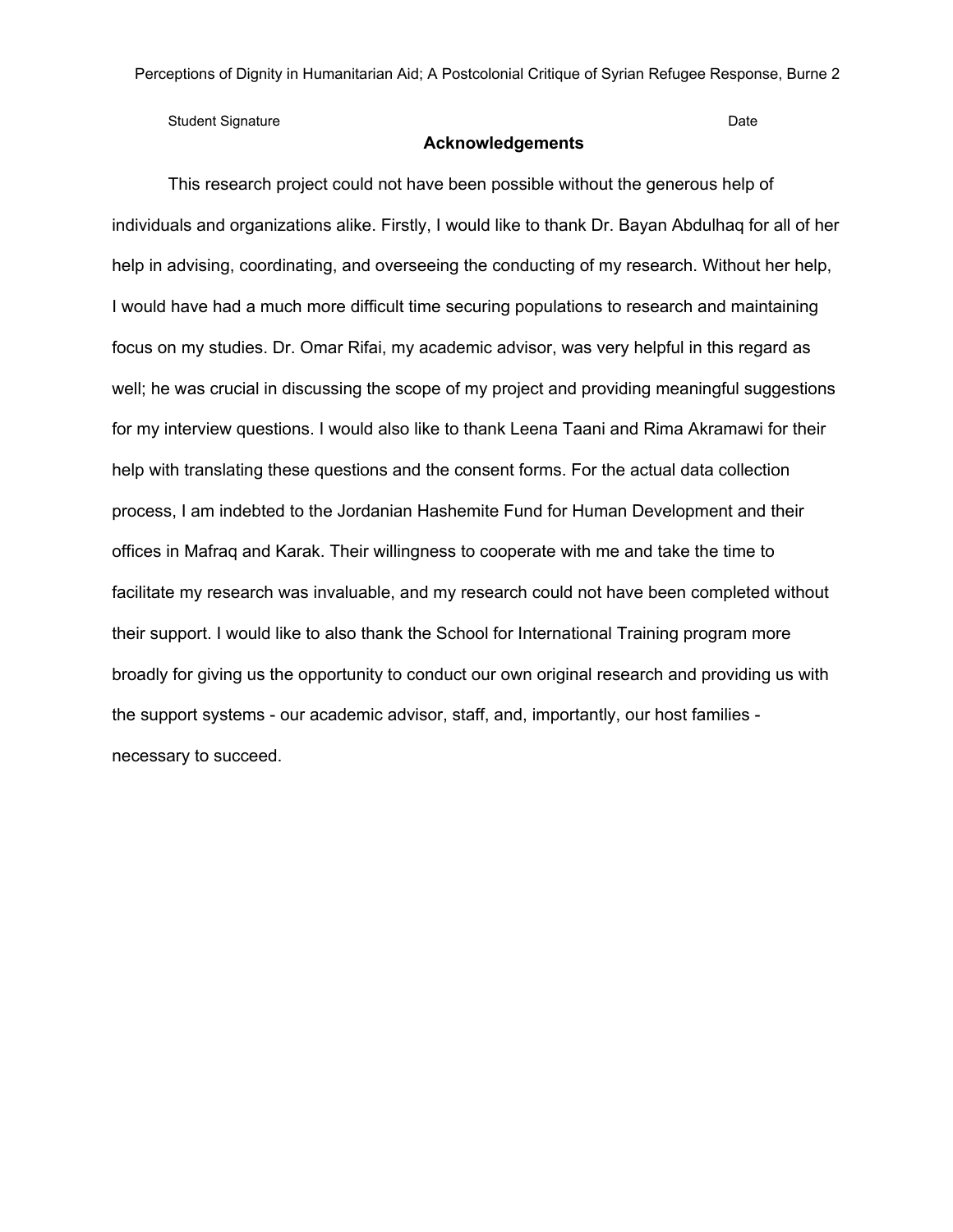Student Signature Date

## Acknowledgements

This research project could not have been possible without the generous help of individuals and organizations alike. Firstly, I would like to thank Dr. Bayan Abdulhaq for all of her help in advising, coordinating, and overseeing the conducting of my research. Without her help, I would have had a much more difficult time securing populations to research and maintaining focus on my studies. Dr. Omar Rifai, my academic advisor, was very helpful in this regard as well; he was crucial in discussing the scope of my project and providing meaningful suggestions for my interview questions. I would also like to thank Leena Taani and Rima Akramawi for their help with translating these questions and the consent forms. For the actual data collection process, I am indebted to the Jordanian Hashemite Fund for Human Development and their offices in Mafraq and Karak. Their willingness to cooperate with me and take the time to facilitate my research was invaluable, and my research could not have been completed without their support. I would like to also thank the School for International Training program more broadly for giving us the opportunity to conduct our own original research and providing us with the support systems - our academic advisor, staff, and, importantly, our host families - necessary to succeed.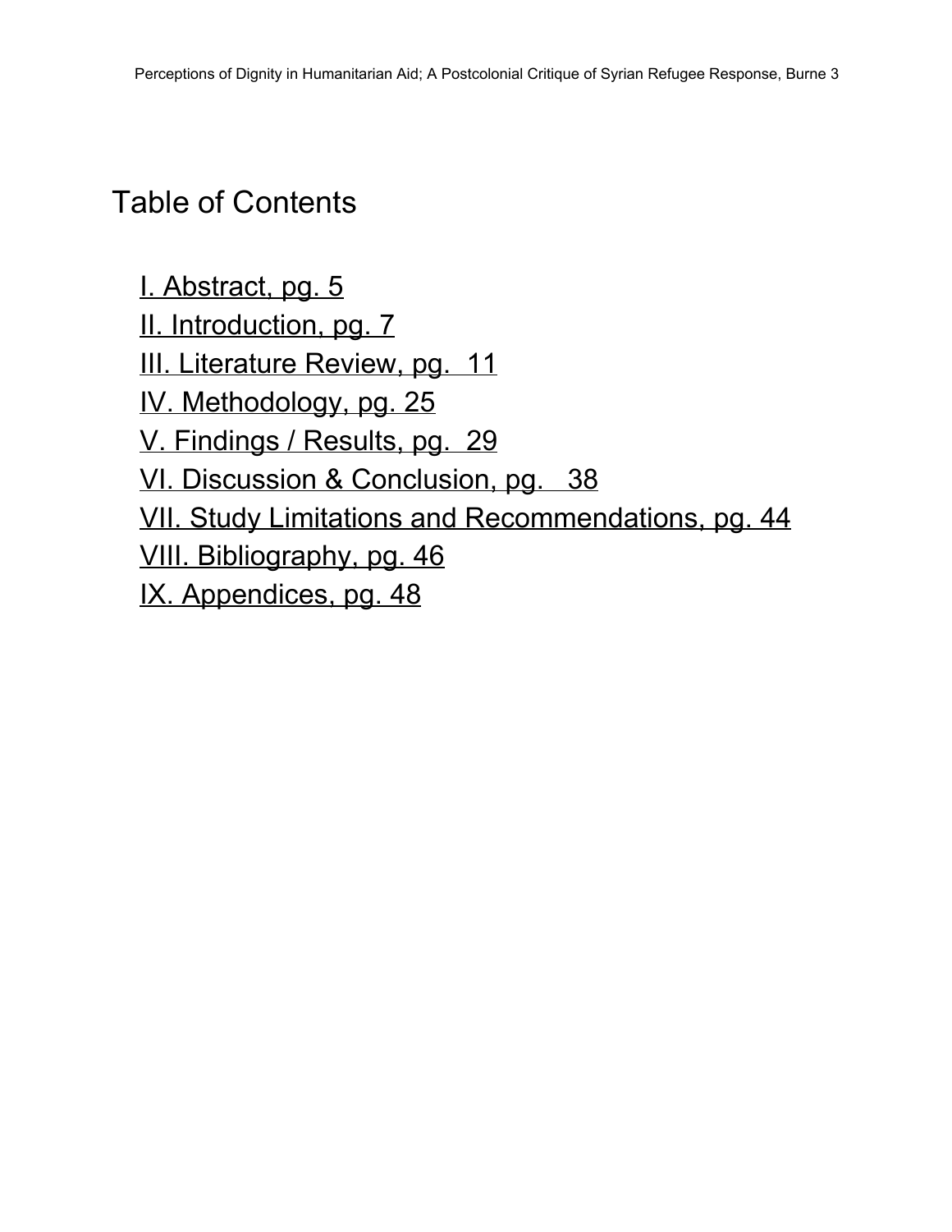# Table of Contents

I. Abstract, pg. 5
II. Introduction, pg. 7
III. Literature Review, pg. 11
IV. Methodology, pg. 25
V. Findings / Results, pg. 29
VI. Discussion & Conclusion, pg. 38
VII. Study Limitations and Recommendations, pg. 44
VIII. Bibliography, pg. 46
IX. Appendices, pg. 48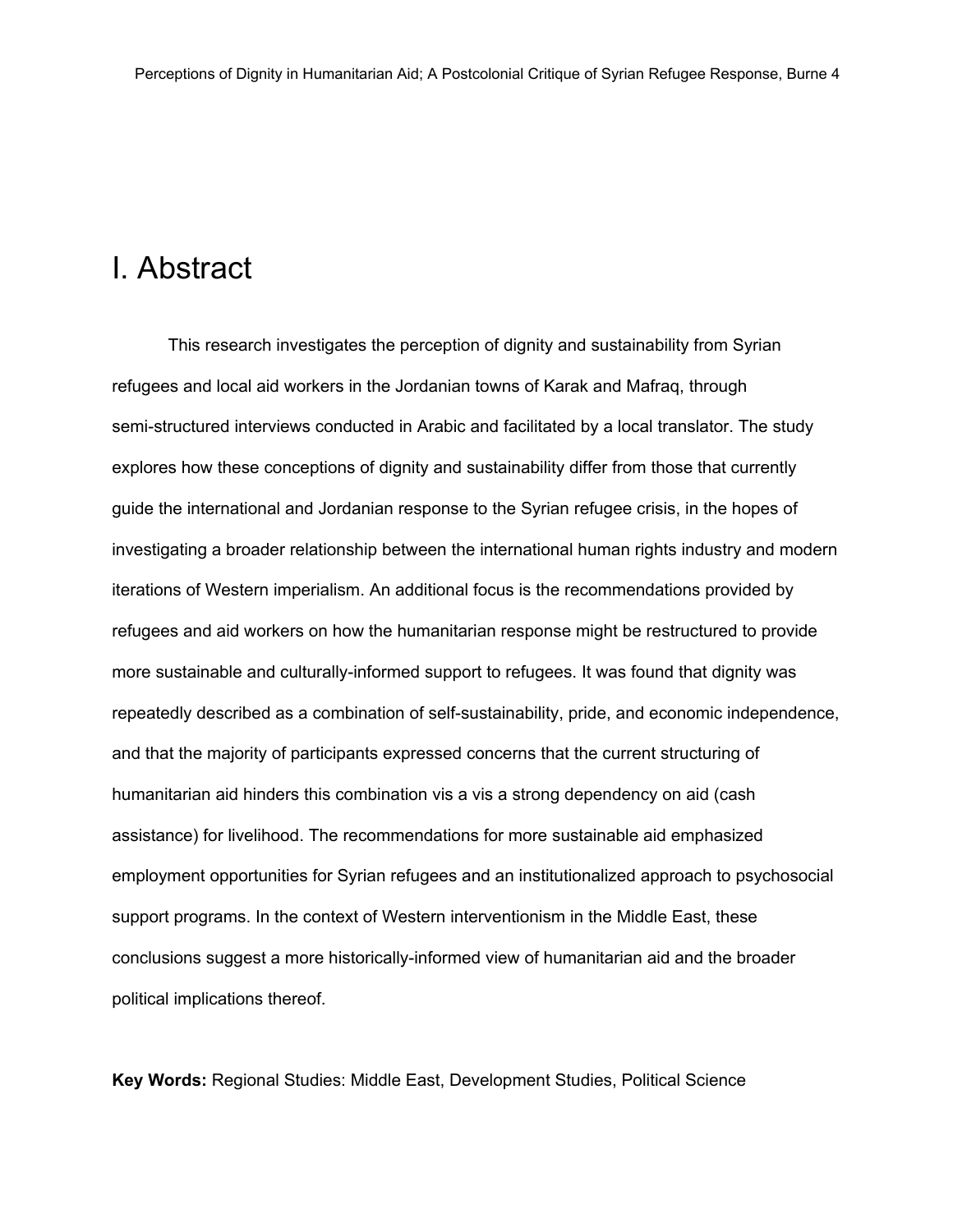# I. Abstract

This research investigates the perception of dignity and sustainability from Syrian refugees and local aid workers in the Jordanian towns of Karak and Mafraq, through semi-structured interviews conducted in Arabic and facilitated by a local translator. The study explores how these conceptions of dignity and sustainability differ from those that currently guide the international and Jordanian response to the Syrian refugee crisis, in the hopes of investigating a broader relationship between the international human rights industry and modern iterations of Western imperialism. An additional focus is the recommendations provided by refugees and aid workers on how the humanitarian response might be restructured to provide more sustainable and culturally-informed support to refugees. It was found that dignity was repeatedly described as a combination of self-sustainability, pride, and economic independence, and that the majority of participants expressed concerns that the current structuring of humanitarian aid hinders this combination vis a vis a strong dependency on aid (cash assistance) for livelihood. The recommendations for more sustainable aid emphasized employment opportunities for Syrian refugees and an institutionalized approach to psychosocial support programs. In the context of Western interventionism in the Middle East, these conclusions suggest a more historically-informed view of humanitarian aid and the broader political implications thereof.

**Key Words:** Regional Studies: Middle East, Development Studies, Political Science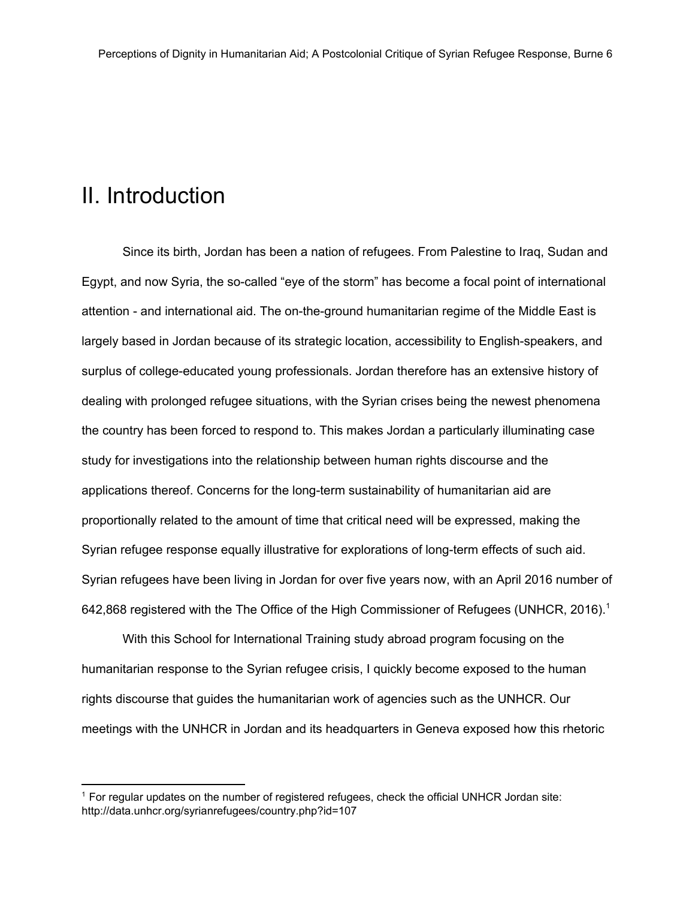## II. Introduction

Since its birth, Jordan has been a nation of refugees. From Palestine to Iraq, Sudan and Egypt, and now Syria, the so-called "eye of the storm" has become a focal point of international attention - and international aid. The on-the-ground humanitarian regime of the Middle East is largely based in Jordan because of its strategic location, accessibility to English-speakers, and surplus of college-educated young professionals. Jordan therefore has an extensive history of dealing with prolonged refugee situations, with the Syrian crises being the newest phenomena the country has been forced to respond to. This makes Jordan a particularly illuminating case study for investigations into the relationship between human rights discourse and the applications thereof. Concerns for the long-term sustainability of humanitarian aid are proportionally related to the amount of time that critical need will be expressed, making the Syrian refugee response equally illustrative for explorations of long-term effects of such aid. Syrian refugees have been living in Jordan for over five years now, with an April 2016 number of 642,868 registered with the The Office of the High Commissioner of Refugees (UNHCR, 2016).[1]

With this School for International Training study abroad program focusing on the humanitarian response to the Syrian refugee crisis, I quickly become exposed to the human rights discourse that guides the humanitarian work of agencies such as the UNHCR. Our meetings with the UNHCR in Jordan and its headquarters in Geneva exposed how this rhetoric

[1] For regular updates on the number of registered refugees, check the official UNHCR Jordan site: http://data.unhcr.org/syrianrefugees/country.php?id=107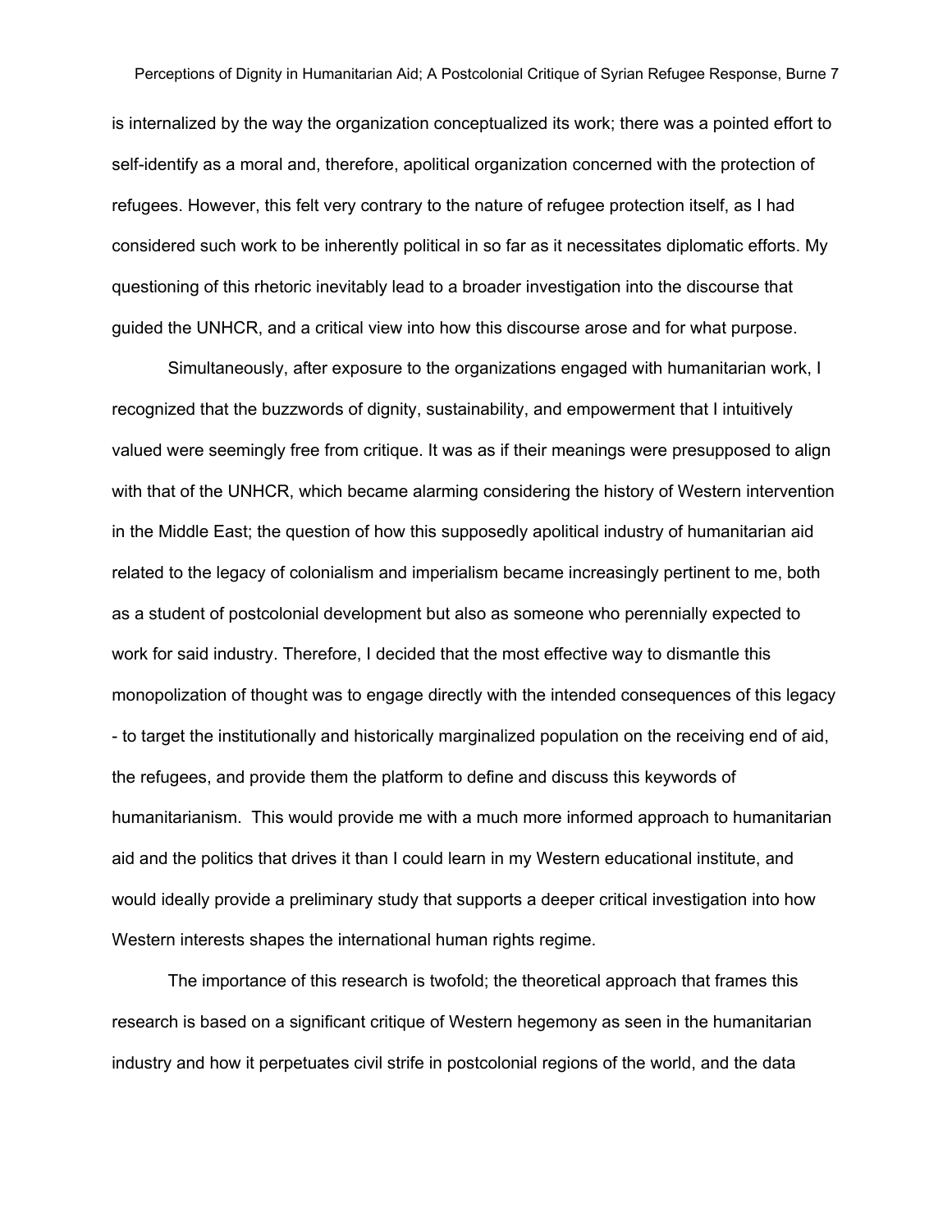is internalized by the way the organization conceptualized its work; there was a pointed effort to self-identify as a moral and, therefore, apolitical organization concerned with the protection of refugees. However, this felt very contrary to the nature of refugee protection itself, as I had considered such work to be inherently political in so far as it necessitates diplomatic efforts. My questioning of this rhetoric inevitably lead to a broader investigation into the discourse that guided the UNHCR, and a critical view into how this discourse arose and for what purpose.

Simultaneously, after exposure to the organizations engaged with humanitarian work, I recognized that the buzzwords of dignity, sustainability, and empowerment that I intuitively valued were seemingly free from critique. It was as if their meanings were presupposed to align with that of the UNHCR, which became alarming considering the history of Western intervention in the Middle East; the question of how this supposedly apolitical industry of humanitarian aid related to the legacy of colonialism and imperialism became increasingly pertinent to me, both as a student of postcolonial development but also as someone who perennially expected to work for said industry. Therefore, I decided that the most effective way to dismantle this monopolization of thought was to engage directly with the intended consequences of this legacy - to target the institutionally and historically marginalized population on the receiving end of aid, the refugees, and provide them the platform to define and discuss this keywords of humanitarianism. This would provide me with a much more informed approach to humanitarian aid and the politics that drives it than I could learn in my Western educational institute, and would ideally provide a preliminary study that supports a deeper critical investigation into how Western interests shapes the international human rights regime.

The importance of this research is twofold; the theoretical approach that frames this research is based on a significant critique of Western hegemony as seen in the humanitarian industry and how it perpetuates civil strife in postcolonial regions of the world, and the data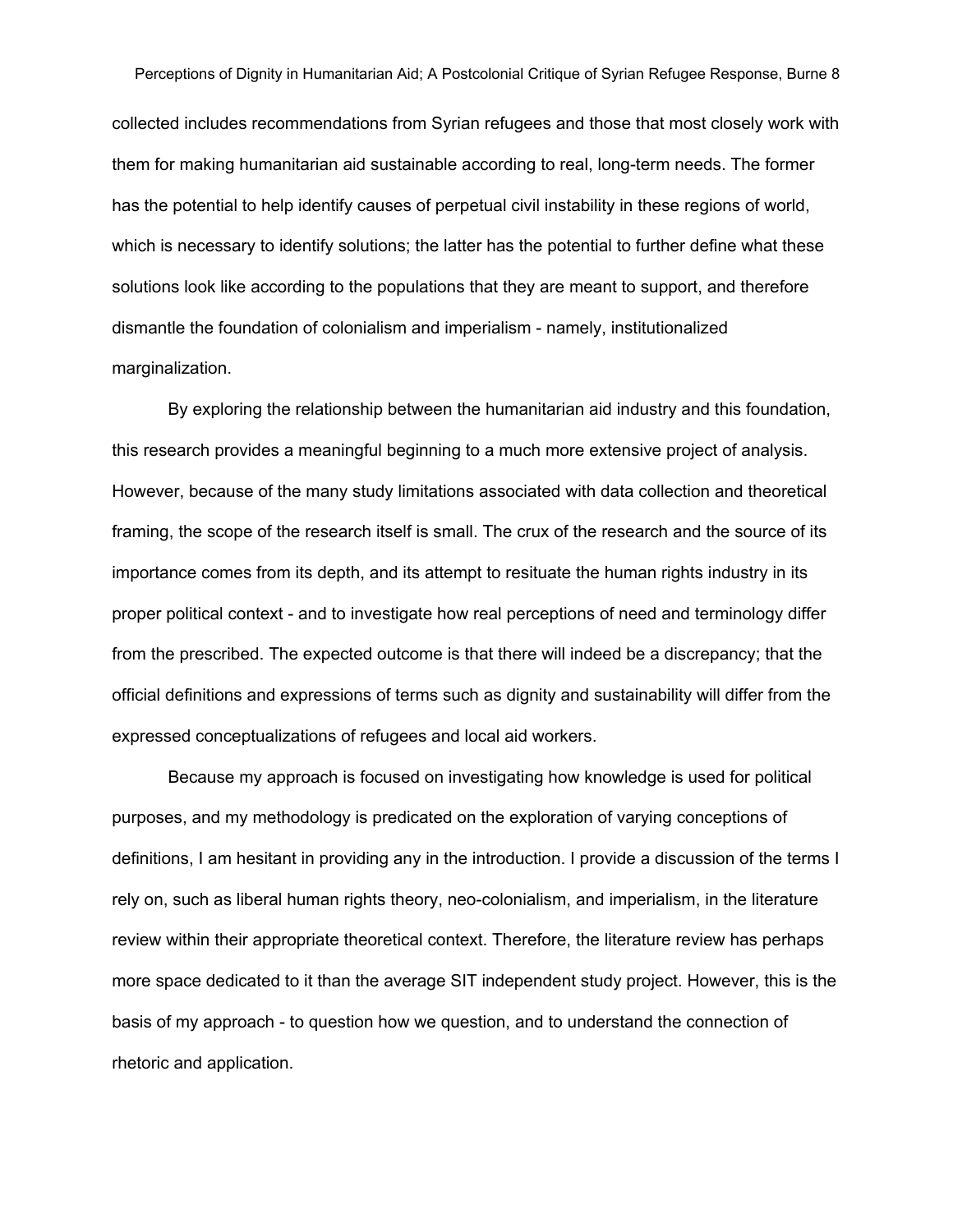collected includes recommendations from Syrian refugees and those that most closely work with them for making humanitarian aid sustainable according to real, long-term needs. The former has the potential to help identify causes of perpetual civil instability in these regions of world, which is necessary to identify solutions; the latter has the potential to further define what these solutions look like according to the populations that they are meant to support, and therefore dismantle the foundation of colonialism and imperialism - namely, institutionalized marginalization.

By exploring the relationship between the humanitarian aid industry and this foundation, this research provides a meaningful beginning to a much more extensive project of analysis. However, because of the many study limitations associated with data collection and theoretical framing, the scope of the research itself is small. The crux of the research and the source of its importance comes from its depth, and its attempt to resituate the human rights industry in its proper political context - and to investigate how real perceptions of need and terminology differ from the prescribed. The expected outcome is that there will indeed be a discrepancy; that the official definitions and expressions of terms such as dignity and sustainability will differ from the expressed conceptualizations of refugees and local aid workers.

Because my approach is focused on investigating how knowledge is used for political purposes, and my methodology is predicated on the exploration of varying conceptions of definitions, I am hesitant in providing any in the introduction. I provide a discussion of the terms I rely on, such as liberal human rights theory, neo-colonialism, and imperialism, in the literature review within their appropriate theoretical context. Therefore, the literature review has perhaps more space dedicated to it than the average SIT independent study project. However, this is the basis of my approach - to question how we question, and to understand the connection of rhetoric and application.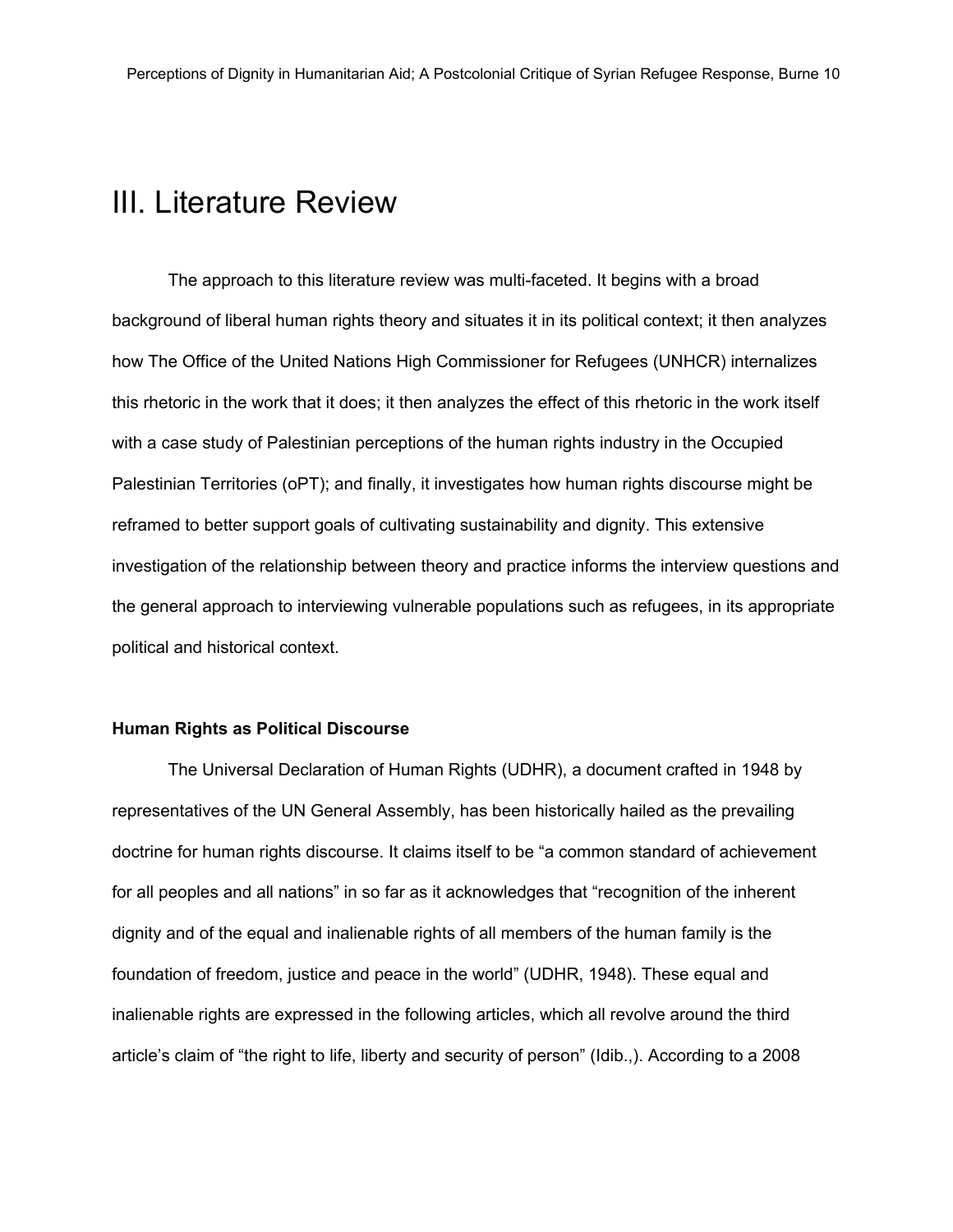# III. Literature Review

The approach to this literature review was multi-faceted. It begins with a broad background of liberal human rights theory and situates it in its political context; it then analyzes how The Office of the United Nations High Commissioner for Refugees (UNHCR) internalizes this rhetoric in the work that it does; it then analyzes the effect of this rhetoric in the work itself with a case study of Palestinian perceptions of the human rights industry in the Occupied Palestinian Territories (oPT); and finally, it investigates how human rights discourse might be reframed to better support goals of cultivating sustainability and dignity. This extensive investigation of the relationship between theory and practice informs the interview questions and the general approach to interviewing vulnerable populations such as refugees, in its appropriate political and historical context.

### Human Rights as Political Discourse

The Universal Declaration of Human Rights (UDHR), a document crafted in 1948 by representatives of the UN General Assembly, has been historically hailed as the prevailing doctrine for human rights discourse. It claims itself to be "a common standard of achievement for all peoples and all nations" in so far as it acknowledges that "recognition of the inherent dignity and of the equal and inalienable rights of all members of the human family is the foundation of freedom, justice and peace in the world" (UDHR, 1948). These equal and inalienable rights are expressed in the following articles, which all revolve around the third article's claim of "the right to life, liberty and security of person" (Idib.,). According to a 2008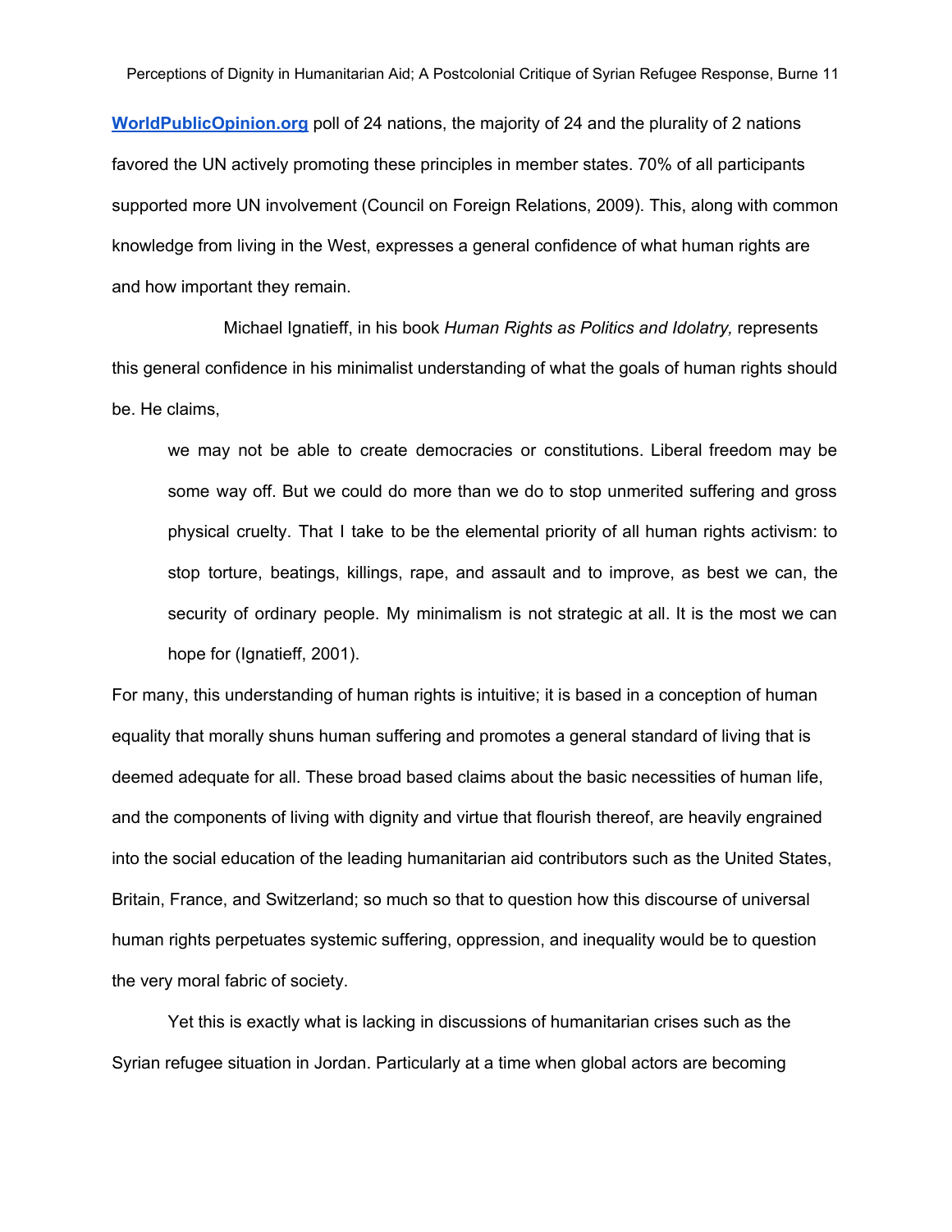[WorldPublicOpinion.org](http://WorldPublicOpinion.org) poll of 24 nations, the majority of 24 and the plurality of 2 nations favored the UN actively promoting these principles in member states. 70% of all participants supported more UN involvement (Council on Foreign Relations, 2009). This, along with common knowledge from living in the West, expresses a general confidence of what human rights are and how important they remain.

Michael Ignatieff, in his book *Human Rights as Politics and Idolatry,* represents this general confidence in his minimalist understanding of what the goals of human rights should be. He claims,

> we may not be able to create democracies or constitutions. Liberal freedom may be some way off. But we could do more than we do to stop unmerited suffering and gross physical cruelty. That I take to be the elemental priority of all human rights activism: to stop torture, beatings, killings, rape, and assault and to improve, as best we can, the security of ordinary people. My minimalism is not strategic at all. It is the most we can hope for (Ignatieff, 2001).

For many, this understanding of human rights is intuitive; it is based in a conception of human equality that morally shuns human suffering and promotes a general standard of living that is deemed adequate for all. These broad based claims about the basic necessities of human life, and the components of living with dignity and virtue that flourish thereof, are heavily engrained into the social education of the leading humanitarian aid contributors such as the United States, Britain, France, and Switzerland; so much so that to question how this discourse of universal human rights perpetuates systemic suffering, oppression, and inequality would be to question the very moral fabric of society.

Yet this is exactly what is lacking in discussions of humanitarian crises such as the Syrian refugee situation in Jordan. Particularly at a time when global actors are becoming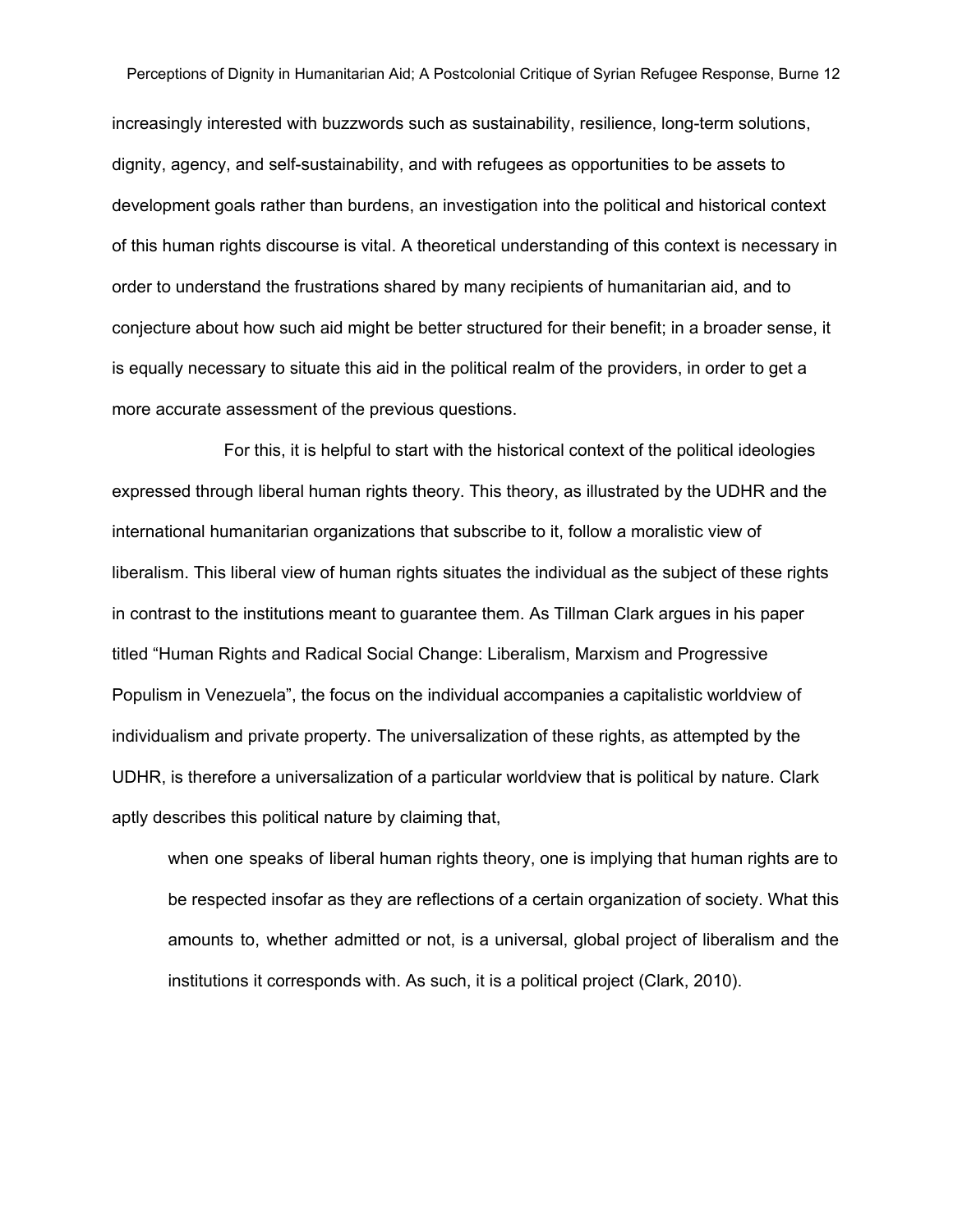increasingly interested with buzzwords such as sustainability, resilience, long-term solutions, dignity, agency, and self-sustainability, and with refugees as opportunities to be assets to development goals rather than burdens, an investigation into the political and historical context of this human rights discourse is vital. A theoretical understanding of this context is necessary in order to understand the frustrations shared by many recipients of humanitarian aid, and to conjecture about how such aid might be better structured for their benefit; in a broader sense, it is equally necessary to situate this aid in the political realm of the providers, in order to get a more accurate assessment of the previous questions.

For this, it is helpful to start with the historical context of the political ideologies expressed through liberal human rights theory. This theory, as illustrated by the UDHR and the international humanitarian organizations that subscribe to it, follow a moralistic view of liberalism. This liberal view of human rights situates the individual as the subject of these rights in contrast to the institutions meant to guarantee them. As Tillman Clark argues in his paper titled "Human Rights and Radical Social Change: Liberalism, Marxism and Progressive Populism in Venezuela", the focus on the individual accompanies a capitalistic worldview of individualism and private property. The universalization of these rights, as attempted by the UDHR, is therefore a universalization of a particular worldview that is political by nature. Clark aptly describes this political nature by claiming that,

> when one speaks of liberal human rights theory, one is implying that human rights are to be respected insofar as they are reflections of a certain organization of society. What this amounts to, whether admitted or not, is a universal, global project of liberalism and the institutions it corresponds with. As such, it is a political project (Clark, 2010).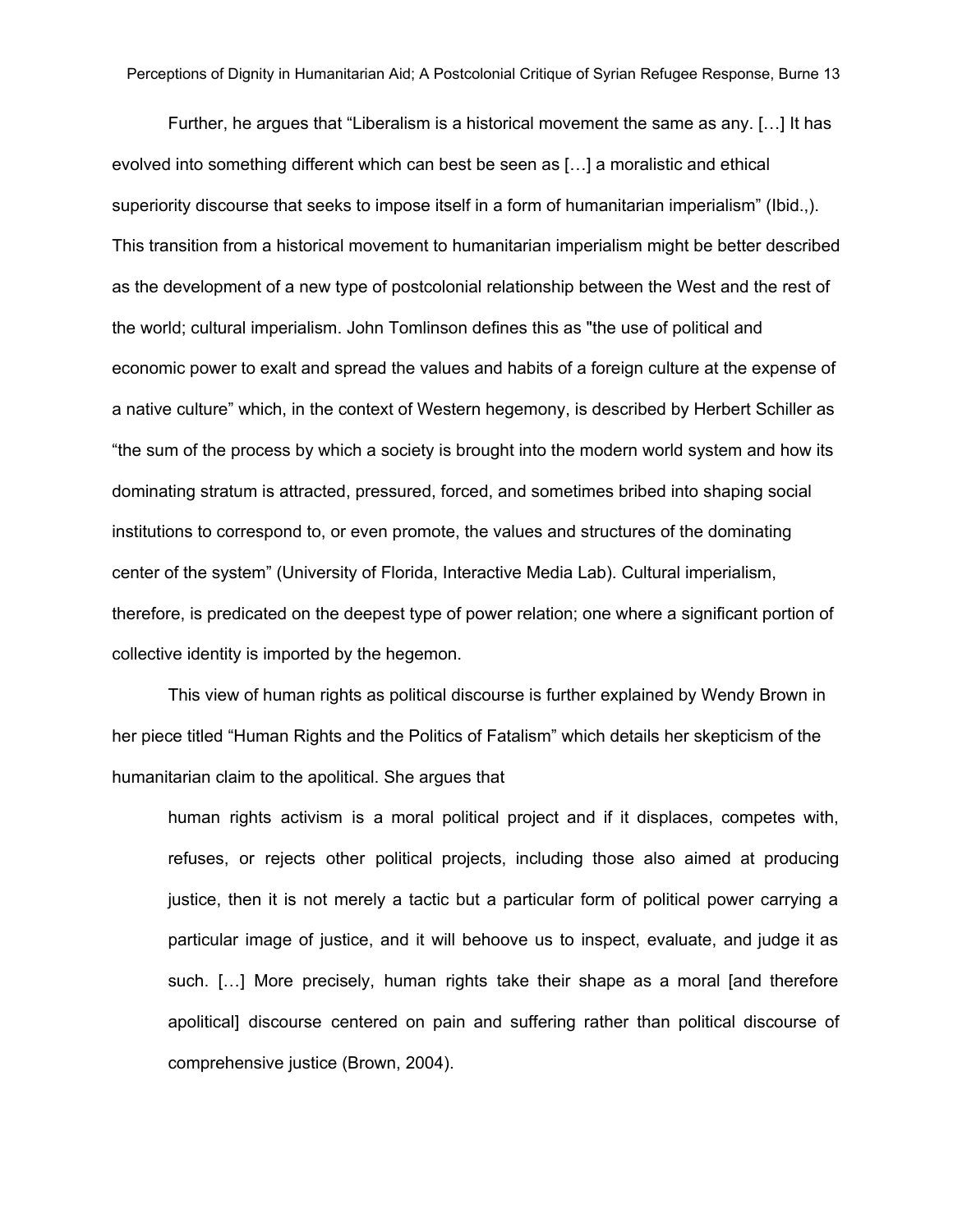Further, he argues that "Liberalism is a historical movement the same as any. […] It has evolved into something different which can best be seen as […] a moralistic and ethical superiority discourse that seeks to impose itself in a form of humanitarian imperialism" (Ibid.,). This transition from a historical movement to humanitarian imperialism might be better described as the development of a new type of postcolonial relationship between the West and the rest of the world; cultural imperialism. John Tomlinson defines this as "the use of political and economic power to exalt and spread the values and habits of a foreign culture at the expense of a native culture" which, in the context of Western hegemony, is described by Herbert Schiller as "the sum of the process by which a society is brought into the modern world system and how its dominating stratum is attracted, pressured, forced, and sometimes bribed into shaping social institutions to correspond to, or even promote, the values and structures of the dominating center of the system" (University of Florida, Interactive Media Lab). Cultural imperialism, therefore, is predicated on the deepest type of power relation; one where a significant portion of collective identity is imported by the hegemon.

This view of human rights as political discourse is further explained by Wendy Brown in her piece titled "Human Rights and the Politics of Fatalism" which details her skepticism of the humanitarian claim to the apolitical. She argues that

> human rights activism is a moral political project and if it displaces, competes with, refuses, or rejects other political projects, including those also aimed at producing justice, then it is not merely a tactic but a particular form of political power carrying a particular image of justice, and it will behoove us to inspect, evaluate, and judge it as such. […] More precisely, human rights take their shape as a moral [and therefore apolitical] discourse centered on pain and suffering rather than political discourse of comprehensive justice (Brown, 2004).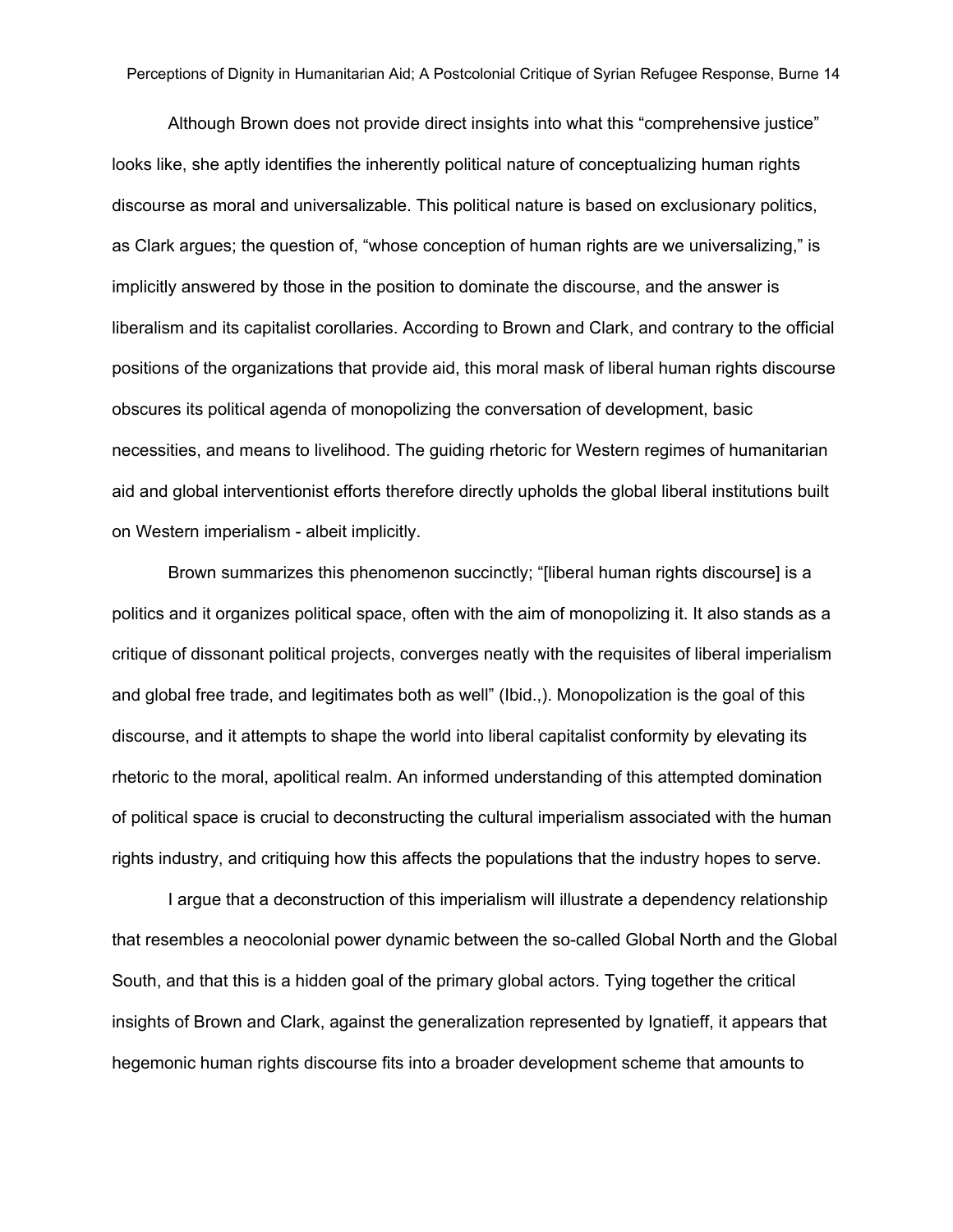Although Brown does not provide direct insights into what this “comprehensive justice” looks like, she aptly identifies the inherently political nature of conceptualizing human rights discourse as moral and universalizable. This political nature is based on exclusionary politics, as Clark argues; the question of, “whose conception of human rights are we universalizing,” is implicitly answered by those in the position to dominate the discourse, and the answer is liberalism and its capitalist corollaries. According to Brown and Clark, and contrary to the official positions of the organizations that provide aid, this moral mask of liberal human rights discourse obscures its political agenda of monopolizing the conversation of development, basic necessities, and means to livelihood. The guiding rhetoric for Western regimes of humanitarian aid and global interventionist efforts therefore directly upholds the global liberal institutions built on Western imperialism - albeit implicitly.

Brown summarizes this phenomenon succinctly; “[liberal human rights discourse] is a politics and it organizes political space, often with the aim of monopolizing it. It also stands as a critique of dissonant political projects, converges neatly with the requisites of liberal imperialism and global free trade, and legitimates both as well” (Ibid.,). Monopolization is the goal of this discourse, and it attempts to shape the world into liberal capitalist conformity by elevating its rhetoric to the moral, apolitical realm. An informed understanding of this attempted domination of political space is crucial to deconstructing the cultural imperialism associated with the human rights industry, and critiquing how this affects the populations that the industry hopes to serve.

I argue that a deconstruction of this imperialism will illustrate a dependency relationship that resembles a neocolonial power dynamic between the so-called Global North and the Global South, and that this is a hidden goal of the primary global actors. Tying together the critical insights of Brown and Clark, against the generalization represented by Ignatieff, it appears that hegemonic human rights discourse fits into a broader development scheme that amounts to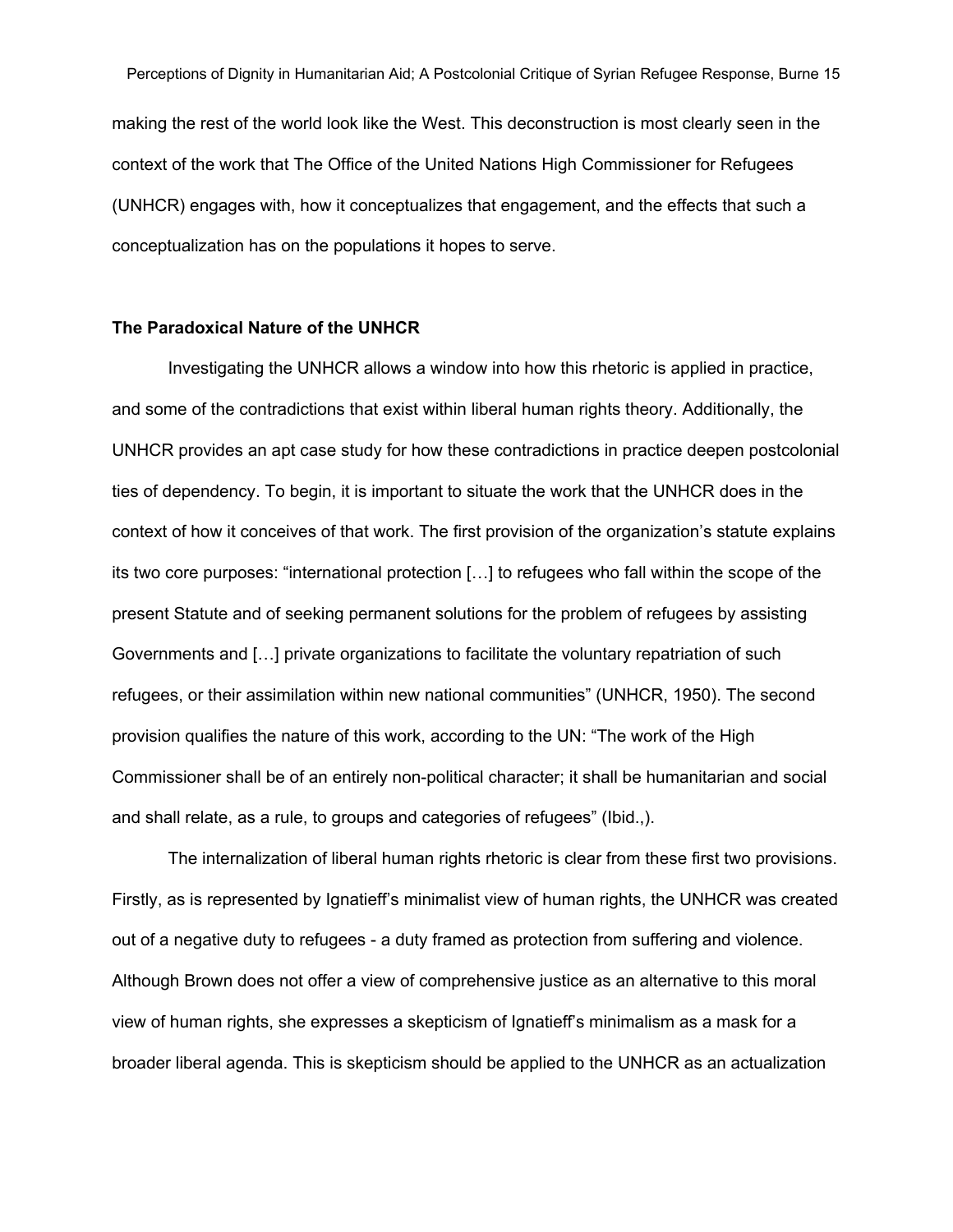making the rest of the world look like the West. This deconstruction is most clearly seen in the context of the work that The Office of the United Nations High Commissioner for Refugees (UNHCR) engages with, how it conceptualizes that engagement, and the effects that such a conceptualization has on the populations it hopes to serve.

**The Paradoxical Nature of the UNHCR**

Investigating the UNHCR allows a window into how this rhetoric is applied in practice, and some of the contradictions that exist within liberal human rights theory. Additionally, the UNHCR provides an apt case study for how these contradictions in practice deepen postcolonial ties of dependency. To begin, it is important to situate the work that the UNHCR does in the context of how it conceives of that work. The first provision of the organization's statute explains its two core purposes: "international protection […] to refugees who fall within the scope of the present Statute and of seeking permanent solutions for the problem of refugees by assisting Governments and […] private organizations to facilitate the voluntary repatriation of such refugees, or their assimilation within new national communities" (UNHCR, 1950). The second provision qualifies the nature of this work, according to the UN: "The work of the High Commissioner shall be of an entirely non-political character; it shall be humanitarian and social and shall relate, as a rule, to groups and categories of refugees" (Ibid.,).

The internalization of liberal human rights rhetoric is clear from these first two provisions. Firstly, as is represented by Ignatieff's minimalist view of human rights, the UNHCR was created out of a negative duty to refugees - a duty framed as protection from suffering and violence. Although Brown does not offer a view of comprehensive justice as an alternative to this moral view of human rights, she expresses a skepticism of Ignatieff's minimalism as a mask for a broader liberal agenda. This is skepticism should be applied to the UNHCR as an actualization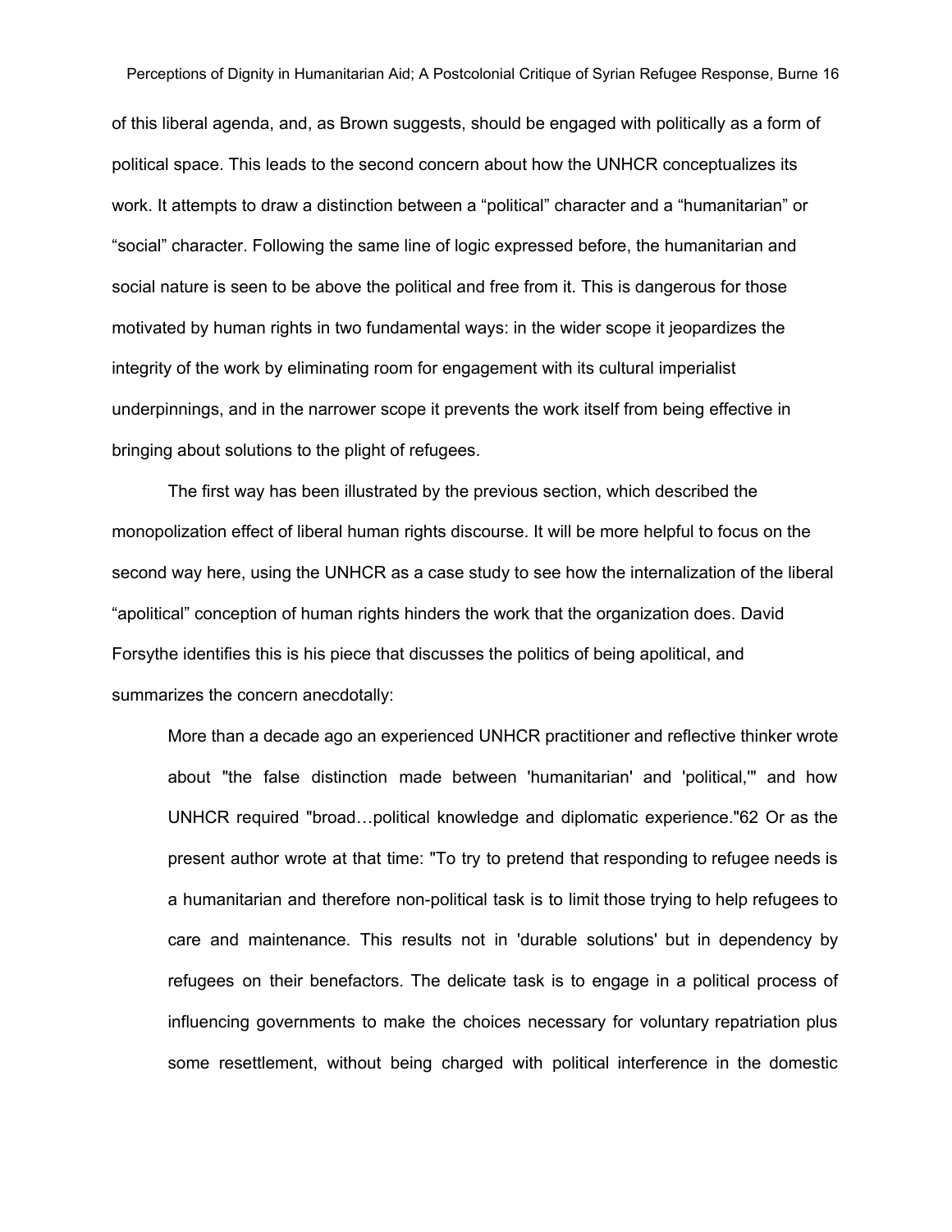of this liberal agenda, and, as Brown suggests, should be engaged with politically as a form of political space. This leads to the second concern about how the UNHCR conceptualizes its work. It attempts to draw a distinction between a "political" character and a "humanitarian" or "social" character. Following the same line of logic expressed before, the humanitarian and social nature is seen to be above the political and free from it. This is dangerous for those motivated by human rights in two fundamental ways: in the wider scope it jeopardizes the integrity of the work by eliminating room for engagement with its cultural imperialist underpinnings, and in the narrower scope it prevents the work itself from being effective in bringing about solutions to the plight of refugees.

The first way has been illustrated by the previous section, which described the monopolization effect of liberal human rights discourse. It will be more helpful to focus on the second way here, using the UNHCR as a case study to see how the internalization of the liberal "apolitical" conception of human rights hinders the work that the organization does. David Forsythe identifies this is his piece that discusses the politics of being apolitical, and summarizes the concern anecdotally:

> More than a decade ago an experienced UNHCR practitioner and reflective thinker wrote about "the false distinction made between 'humanitarian' and 'political,'" and how UNHCR required "broad…political knowledge and diplomatic experience."62 Or as the present author wrote at that time: "To try to pretend that responding to refugee needs is a humanitarian and therefore non-political task is to limit those trying to help refugees to care and maintenance. This results not in 'durable solutions' but in dependency by refugees on their benefactors. The delicate task is to engage in a political process of influencing governments to make the choices necessary for voluntary repatriation plus some resettlement, without being charged with political interference in the domestic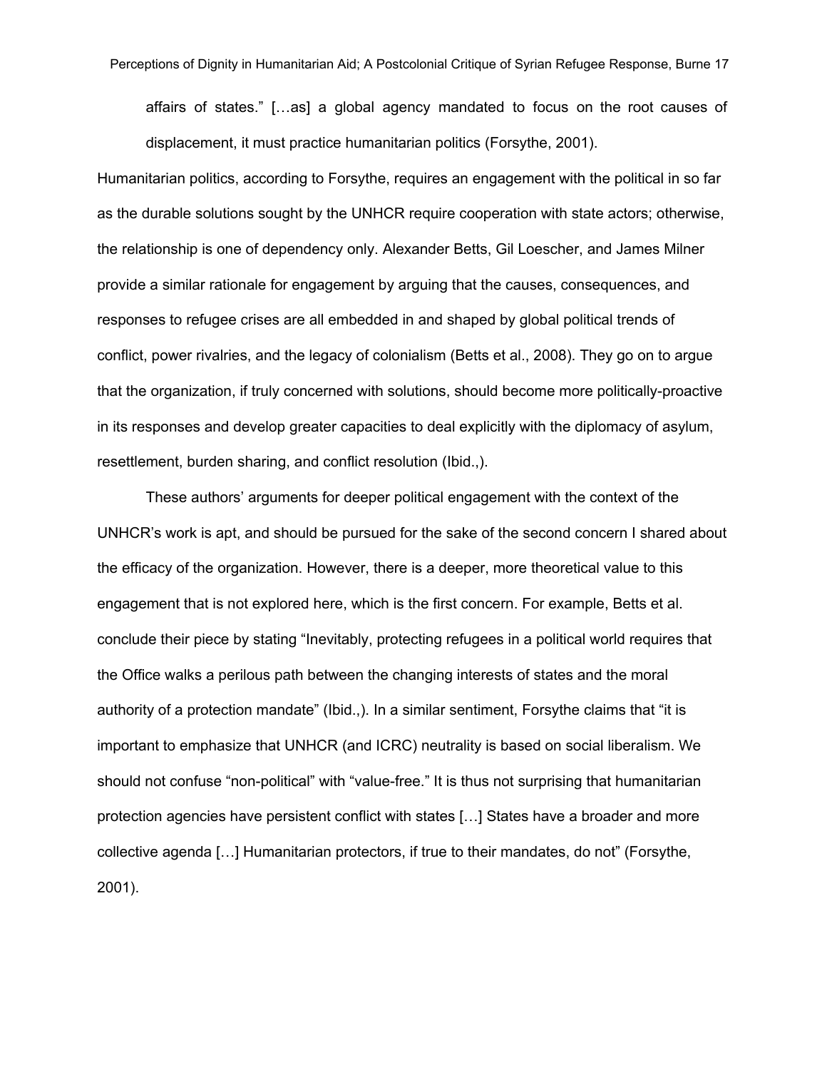> affairs of states." […as] a global agency mandated to focus on the root causes of displacement, it must practice humanitarian politics (Forsythe, 2001).

Humanitarian politics, according to Forsythe, requires an engagement with the political in so far as the durable solutions sought by the UNHCR require cooperation with state actors; otherwise, the relationship is one of dependency only. Alexander Betts, Gil Loescher, and James Milner provide a similar rationale for engagement by arguing that the causes, consequences, and responses to refugee crises are all embedded in and shaped by global political trends of conflict, power rivalries, and the legacy of colonialism (Betts et al., 2008). They go on to argue that the organization, if truly concerned with solutions, should become more politically-proactive in its responses and develop greater capacities to deal explicitly with the diplomacy of asylum, resettlement, burden sharing, and conflict resolution (Ibid.,).

These authors' arguments for deeper political engagement with the context of the UNHCR's work is apt, and should be pursued for the sake of the second concern I shared about the efficacy of the organization. However, there is a deeper, more theoretical value to this engagement that is not explored here, which is the first concern. For example, Betts et al. conclude their piece by stating "Inevitably, protecting refugees in a political world requires that the Office walks a perilous path between the changing interests of states and the moral authority of a protection mandate" (Ibid.,). In a similar sentiment, Forsythe claims that "it is important to emphasize that UNHCR (and ICRC) neutrality is based on social liberalism. We should not confuse "non-political" with "value-free." It is thus not surprising that humanitarian protection agencies have persistent conflict with states […] States have a broader and more collective agenda […] Humanitarian protectors, if true to their mandates, do not" (Forsythe, 2001).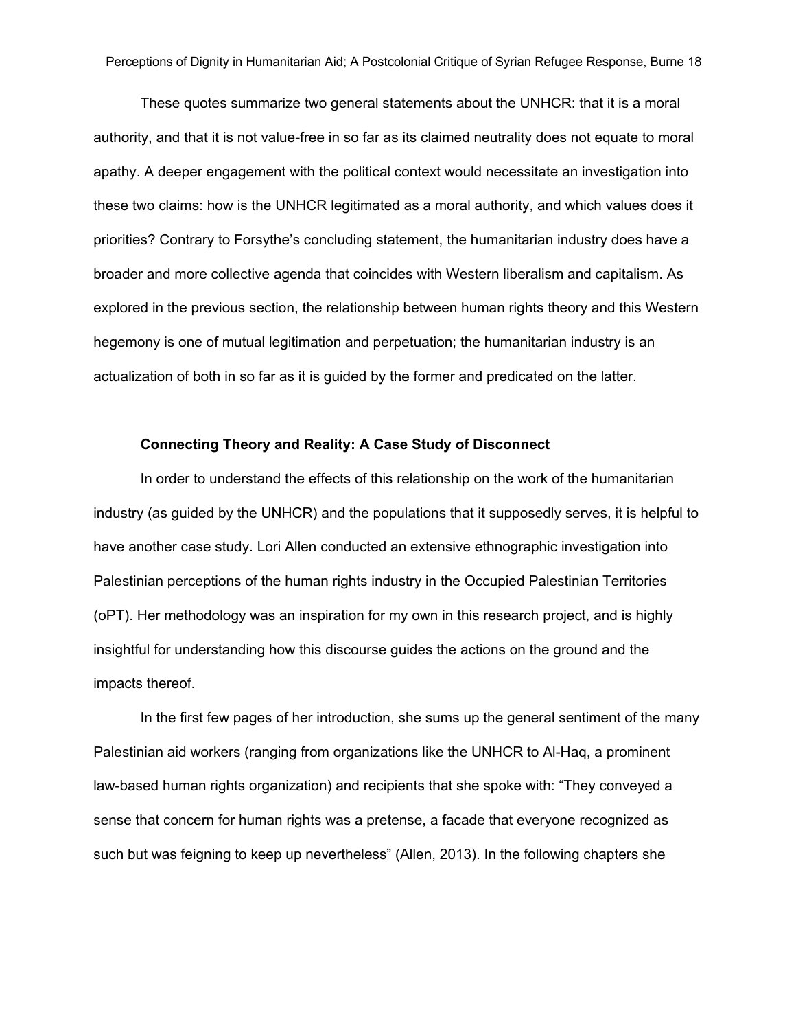These quotes summarize two general statements about the UNHCR: that it is a moral authority, and that it is not value-free in so far as its claimed neutrality does not equate to moral apathy. A deeper engagement with the political context would necessitate an investigation into these two claims: how is the UNHCR legitimated as a moral authority, and which values does it priorities? Contrary to Forsythe's concluding statement, the humanitarian industry does have a broader and more collective agenda that coincides with Western liberalism and capitalism. As explored in the previous section, the relationship between human rights theory and this Western hegemony is one of mutual legitimation and perpetuation; the humanitarian industry is an actualization of both in so far as it is guided by the former and predicated on the latter.

### Connecting Theory and Reality: A Case Study of Disconnect

In order to understand the effects of this relationship on the work of the humanitarian industry (as guided by the UNHCR) and the populations that it supposedly serves, it is helpful to have another case study. Lori Allen conducted an extensive ethnographic investigation into Palestinian perceptions of the human rights industry in the Occupied Palestinian Territories (oPT). Her methodology was an inspiration for my own in this research project, and is highly insightful for understanding how this discourse guides the actions on the ground and the impacts thereof.

In the first few pages of her introduction, she sums up the general sentiment of the many Palestinian aid workers (ranging from organizations like the UNHCR to Al-Haq, a prominent law-based human rights organization) and recipients that she spoke with: "They conveyed a sense that concern for human rights was a pretense, a facade that everyone recognized as such but was feigning to keep up nevertheless" (Allen, 2013). In the following chapters she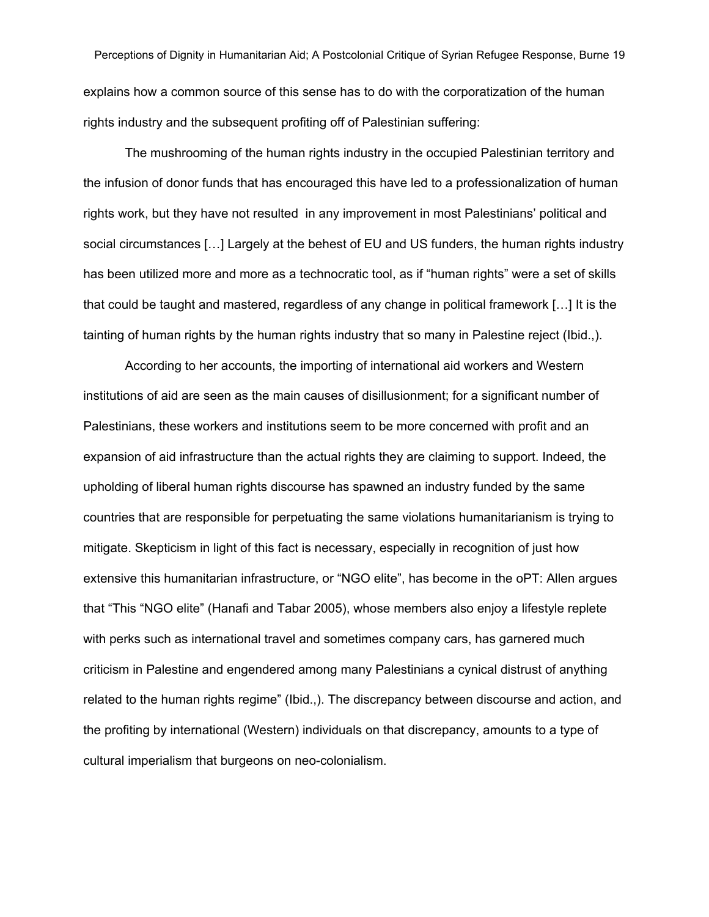explains how a common source of this sense has to do with the corporatization of the human rights industry and the subsequent profiting off of Palestinian suffering:

> The mushrooming of the human rights industry in the occupied Palestinian territory and the infusion of donor funds that has encouraged this have led to a professionalization of human rights work, but they have not resulted in any improvement in most Palestinians' political and social circumstances […] Largely at the behest of EU and US funders, the human rights industry has been utilized more and more as a technocratic tool, as if "human rights" were a set of skills that could be taught and mastered, regardless of any change in political framework […] It is the tainting of human rights by the human rights industry that so many in Palestine reject (Ibid.,).

According to her accounts, the importing of international aid workers and Western institutions of aid are seen as the main causes of disillusionment; for a significant number of Palestinians, these workers and institutions seem to be more concerned with profit and an expansion of aid infrastructure than the actual rights they are claiming to support. Indeed, the upholding of liberal human rights discourse has spawned an industry funded by the same countries that are responsible for perpetuating the same violations humanitarianism is trying to mitigate. Skepticism in light of this fact is necessary, especially in recognition of just how extensive this humanitarian infrastructure, or "NGO elite", has become in the oPT: Allen argues that "This "NGO elite" (Hanafi and Tabar 2005), whose members also enjoy a lifestyle replete with perks such as international travel and sometimes company cars, has garnered much criticism in Palestine and engendered among many Palestinians a cynical distrust of anything related to the human rights regime" (Ibid.,). The discrepancy between discourse and action, and the profiting by international (Western) individuals on that discrepancy, amounts to a type of cultural imperialism that burgeons on neo-colonialism.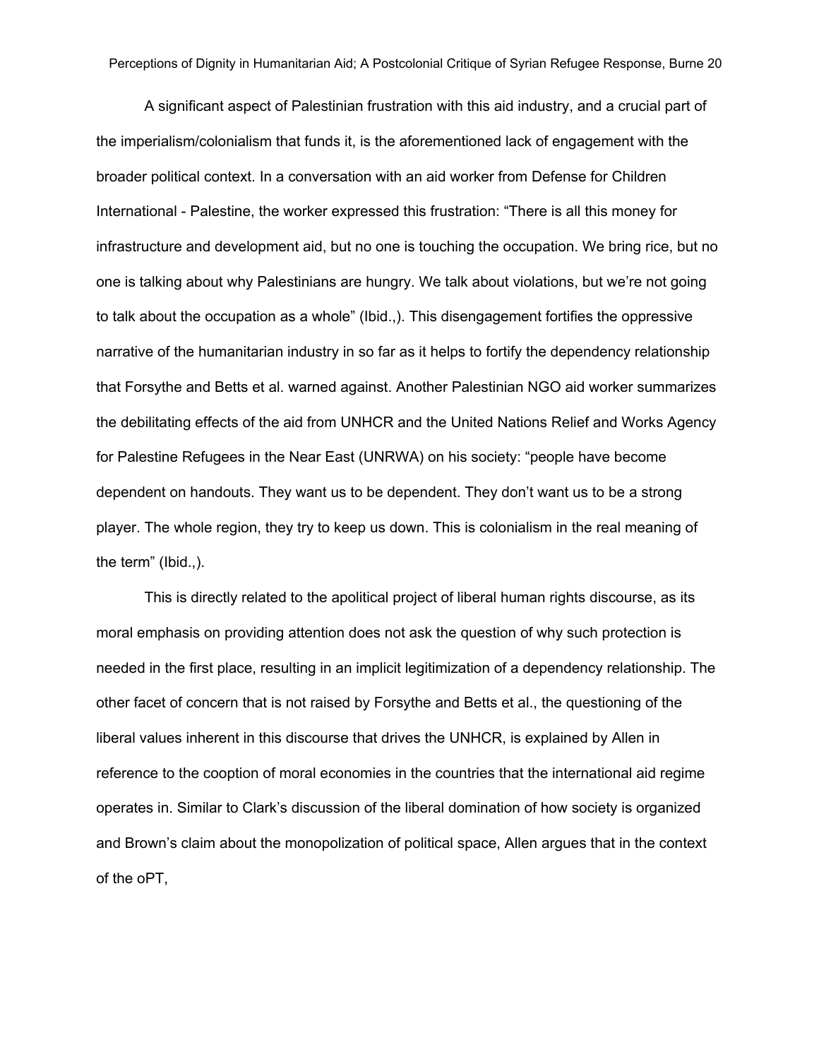A significant aspect of Palestinian frustration with this aid industry, and a crucial part of the imperialism/colonialism that funds it, is the aforementioned lack of engagement with the broader political context. In a conversation with an aid worker from Defense for Children International - Palestine, the worker expressed this frustration: “There is all this money for infrastructure and development aid, but no one is touching the occupation. We bring rice, but no one is talking about why Palestinians are hungry. We talk about violations, but we’re not going to talk about the occupation as a whole” (Ibid.,). This disengagement fortifies the oppressive narrative of the humanitarian industry in so far as it helps to fortify the dependency relationship that Forsythe and Betts et al. warned against. Another Palestinian NGO aid worker summarizes the debilitating effects of the aid from UNHCR and the United Nations Relief and Works Agency for Palestine Refugees in the Near East (UNRWA) on his society: “people have become dependent on handouts. They want us to be dependent. They don’t want us to be a strong player. The whole region, they try to keep us down. This is colonialism in the real meaning of the term” (Ibid.,).

This is directly related to the apolitical project of liberal human rights discourse, as its moral emphasis on providing attention does not ask the question of why such protection is needed in the first place, resulting in an implicit legitimization of a dependency relationship. The other facet of concern that is not raised by Forsythe and Betts et al., the questioning of the liberal values inherent in this discourse that drives the UNHCR, is explained by Allen in reference to the cooption of moral economies in the countries that the international aid regime operates in. Similar to Clark’s discussion of the liberal domination of how society is organized and Brown’s claim about the monopolization of political space, Allen argues that in the context of the oPT,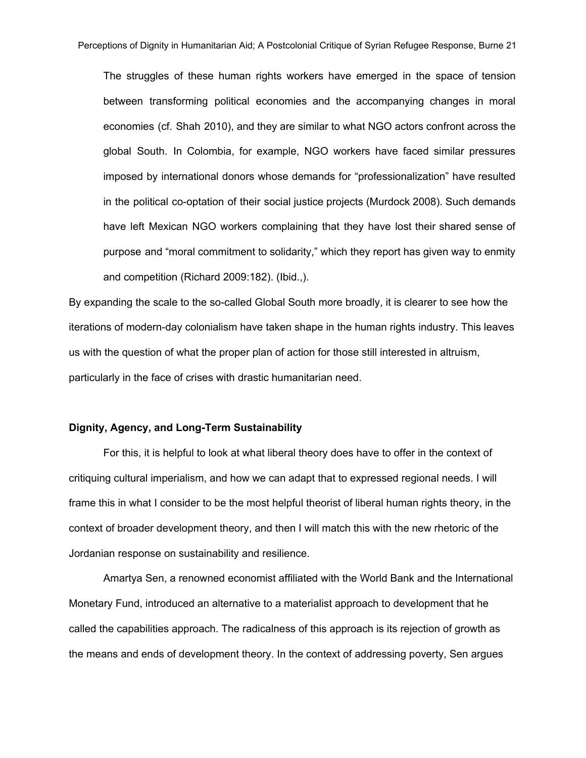> The struggles of these human rights workers have emerged in the space of tension between transforming political economies and the accompanying changes in moral economies (cf. Shah 2010), and they are similar to what NGO actors confront across the global South. In Colombia, for example, NGO workers have faced similar pressures imposed by international donors whose demands for "professionalization" have resulted in the political co-optation of their social justice projects (Murdock 2008). Such demands have left Mexican NGO workers complaining that they have lost their shared sense of purpose and "moral commitment to solidarity," which they report has given way to enmity and competition (Richard 2009:182). (Ibid.,).

By expanding the scale to the so-called Global South more broadly, it is clearer to see how the iterations of modern-day colonialism have taken shape in the human rights industry. This leaves us with the question of what the proper plan of action for those still interested in altruism, particularly in the face of crises with drastic humanitarian need.

**Dignity, Agency, and Long-Term Sustainability**

For this, it is helpful to look at what liberal theory does have to offer in the context of critiquing cultural imperialism, and how we can adapt that to expressed regional needs. I will frame this in what I consider to be the most helpful theorist of liberal human rights theory, in the context of broader development theory, and then I will match this with the new rhetoric of the Jordanian response on sustainability and resilience.

Amartya Sen, a renowned economist affiliated with the World Bank and the International Monetary Fund, introduced an alternative to a materialist approach to development that he called the capabilities approach. The radicalness of this approach is its rejection of growth as the means and ends of development theory. In the context of addressing poverty, Sen argues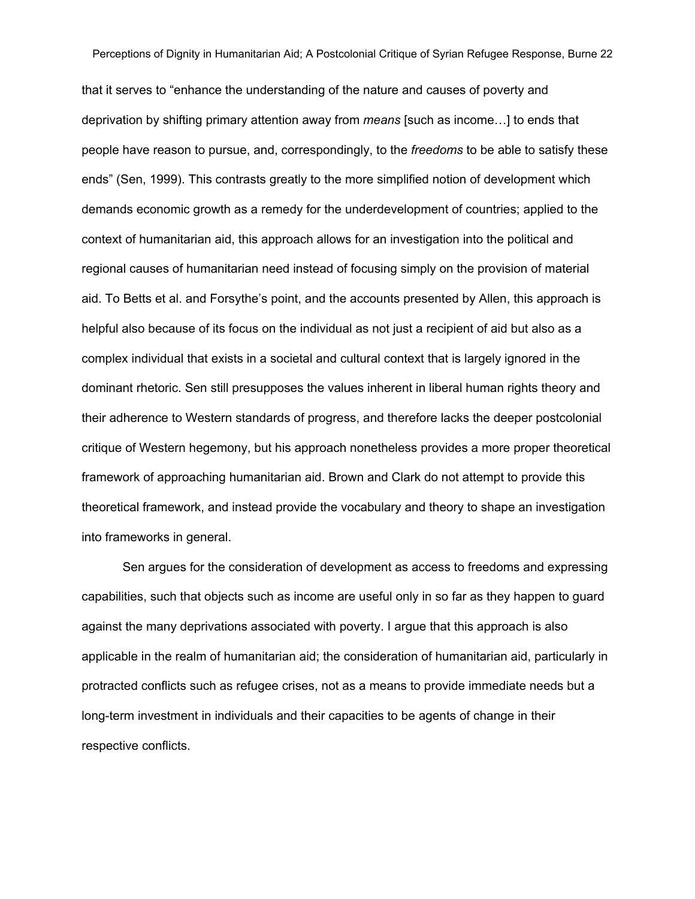that it serves to "enhance the understanding of the nature and causes of poverty and deprivation by shifting primary attention away from *means* [such as income…] to ends that people have reason to pursue, and, correspondingly, to the *freedoms* to be able to satisfy these ends" (Sen, 1999). This contrasts greatly to the more simplified notion of development which demands economic growth as a remedy for the underdevelopment of countries; applied to the context of humanitarian aid, this approach allows for an investigation into the political and regional causes of humanitarian need instead of focusing simply on the provision of material aid. To Betts et al. and Forsythe's point, and the accounts presented by Allen, this approach is helpful also because of its focus on the individual as not just a recipient of aid but also as a complex individual that exists in a societal and cultural context that is largely ignored in the dominant rhetoric. Sen still presupposes the values inherent in liberal human rights theory and their adherence to Western standards of progress, and therefore lacks the deeper postcolonial critique of Western hegemony, but his approach nonetheless provides a more proper theoretical framework of approaching humanitarian aid. Brown and Clark do not attempt to provide this theoretical framework, and instead provide the vocabulary and theory to shape an investigation into frameworks in general.

Sen argues for the consideration of development as access to freedoms and expressing capabilities, such that objects such as income are useful only in so far as they happen to guard against the many deprivations associated with poverty. I argue that this approach is also applicable in the realm of humanitarian aid; the consideration of humanitarian aid, particularly in protracted conflicts such as refugee crises, not as a means to provide immediate needs but a long-term investment in individuals and their capacities to be agents of change in their respective conflicts.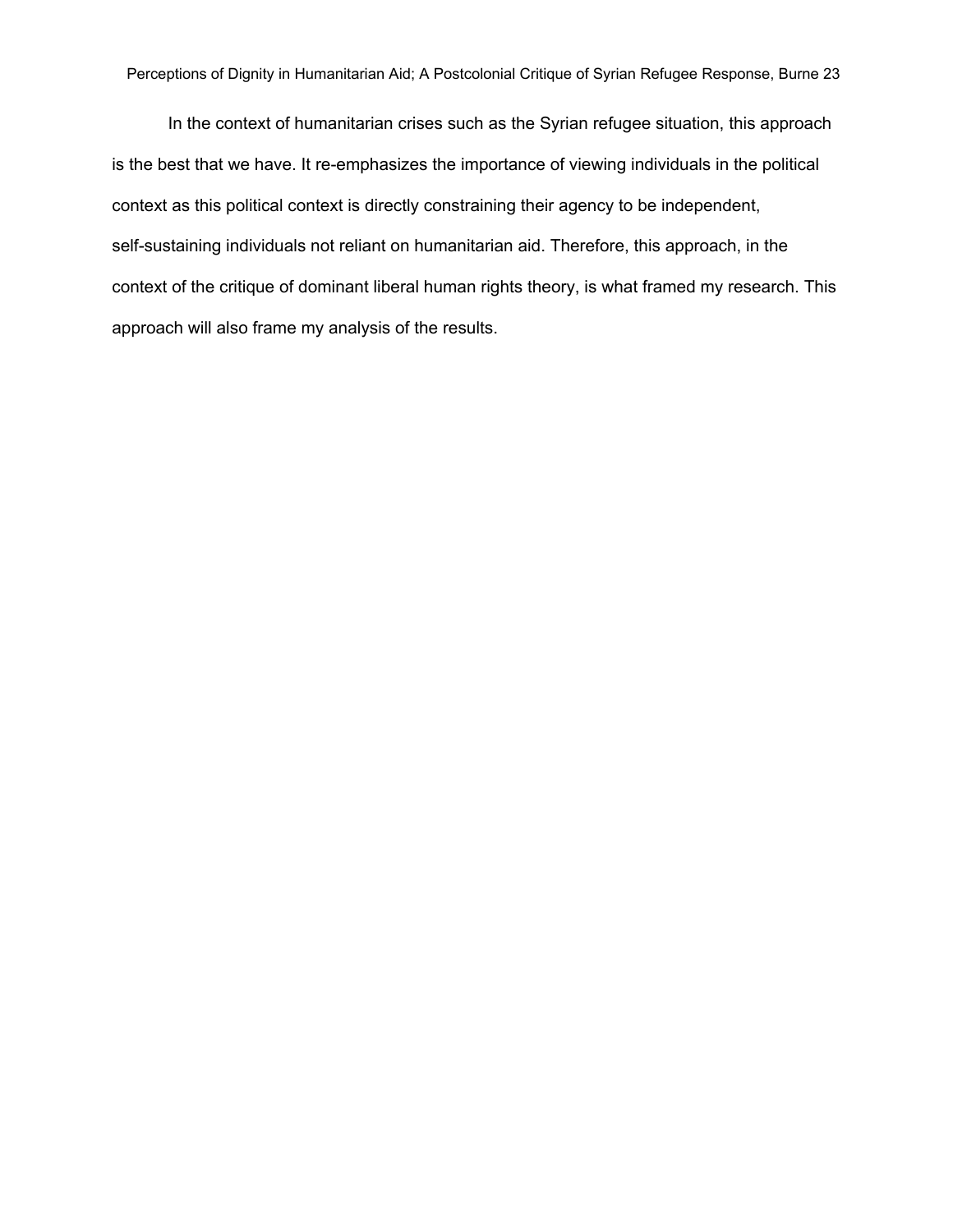In the context of humanitarian crises such as the Syrian refugee situation, this approach is the best that we have. It re-emphasizes the importance of viewing individuals in the political context as this political context is directly constraining their agency to be independent, self-sustaining individuals not reliant on humanitarian aid. Therefore, this approach, in the context of the critique of dominant liberal human rights theory, is what framed my research. This approach will also frame my analysis of the results.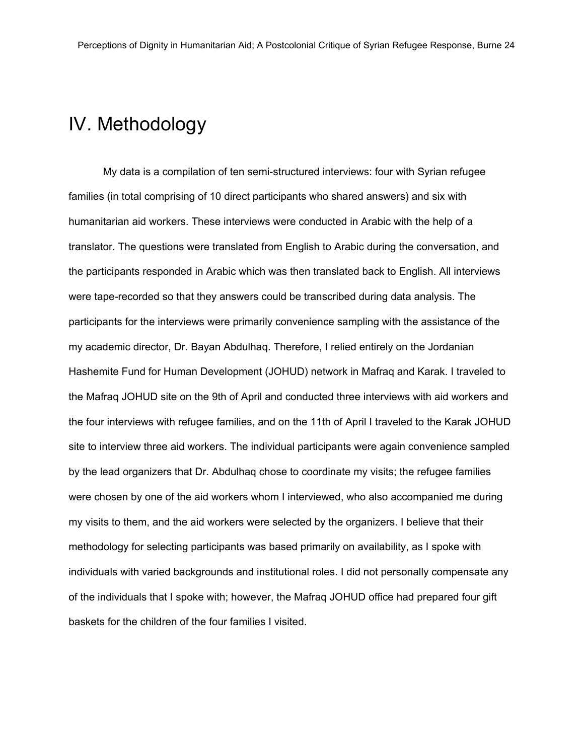# IV. Methodology

My data is a compilation of ten semi-structured interviews: four with Syrian refugee families (in total comprising of 10 direct participants who shared answers) and six with humanitarian aid workers. These interviews were conducted in Arabic with the help of a translator. The questions were translated from English to Arabic during the conversation, and the participants responded in Arabic which was then translated back to English. All interviews were tape-recorded so that they answers could be transcribed during data analysis. The participants for the interviews were primarily convenience sampling with the assistance of the my academic director, Dr. Bayan Abdulhaq. Therefore, I relied entirely on the Jordanian Hashemite Fund for Human Development (JOHUD) network in Mafraq and Karak. I traveled to the Mafraq JOHUD site on the 9th of April and conducted three interviews with aid workers and the four interviews with refugee families, and on the 11th of April I traveled to the Karak JOHUD site to interview three aid workers. The individual participants were again convenience sampled by the lead organizers that Dr. Abdulhaq chose to coordinate my visits; the refugee families were chosen by one of the aid workers whom I interviewed, who also accompanied me during my visits to them, and the aid workers were selected by the organizers. I believe that their methodology for selecting participants was based primarily on availability, as I spoke with individuals with varied backgrounds and institutional roles. I did not personally compensate any of the individuals that I spoke with; however, the Mafraq JOHUD office had prepared four gift baskets for the children of the four families I visited.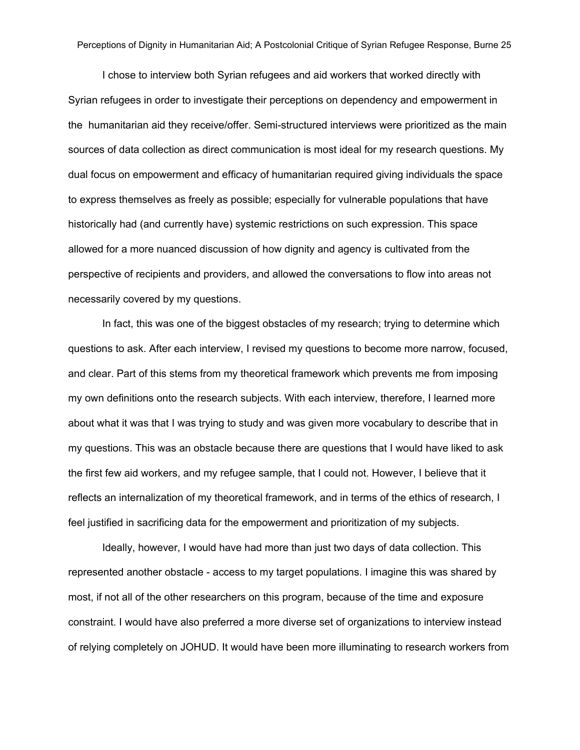I chose to interview both Syrian refugees and aid workers that worked directly with Syrian refugees in order to investigate their perceptions on dependency and empowerment in the  humanitarian aid they receive/offer. Semi-structured interviews were prioritized as the main sources of data collection as direct communication is most ideal for my research questions. My dual focus on empowerment and efficacy of humanitarian required giving individuals the space to express themselves as freely as possible; especially for vulnerable populations that have historically had (and currently have) systemic restrictions on such expression. This space allowed for a more nuanced discussion of how dignity and agency is cultivated from the perspective of recipients and providers, and allowed the conversations to flow into areas not necessarily covered by my questions.

In fact, this was one of the biggest obstacles of my research; trying to determine which questions to ask. After each interview, I revised my questions to become more narrow, focused, and clear. Part of this stems from my theoretical framework which prevents me from imposing my own definitions onto the research subjects. With each interview, therefore, I learned more about what it was that I was trying to study and was given more vocabulary to describe that in my questions. This was an obstacle because there are questions that I would have liked to ask the first few aid workers, and my refugee sample, that I could not. However, I believe that it reflects an internalization of my theoretical framework, and in terms of the ethics of research, I feel justified in sacrificing data for the empowerment and prioritization of my subjects.

Ideally, however, I would have had more than just two days of data collection. This represented another obstacle - access to my target populations. I imagine this was shared by most, if not all of the other researchers on this program, because of the time and exposure constraint. I would have also preferred a more diverse set of organizations to interview instead of relying completely on JOHUD. It would have been more illuminating to research workers from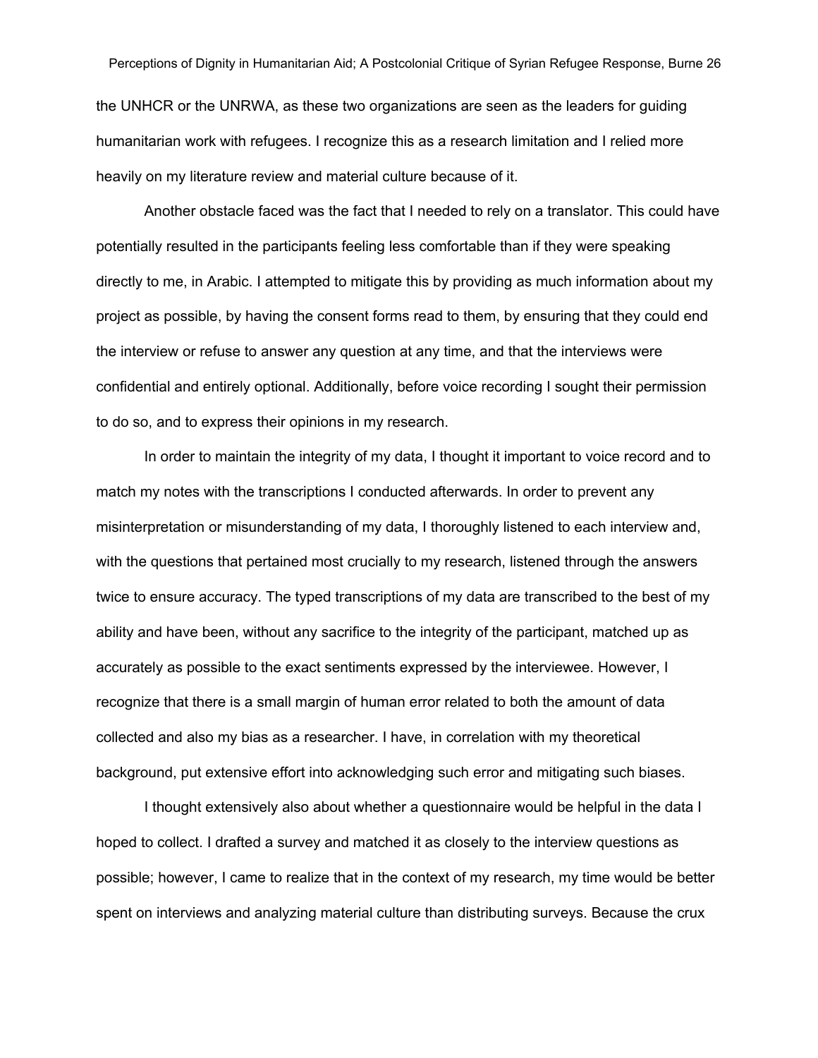the UNHCR or the UNRWA, as these two organizations are seen as the leaders for guiding humanitarian work with refugees. I recognize this as a research limitation and I relied more heavily on my literature review and material culture because of it.

Another obstacle faced was the fact that I needed to rely on a translator. This could have potentially resulted in the participants feeling less comfortable than if they were speaking directly to me, in Arabic. I attempted to mitigate this by providing as much information about my project as possible, by having the consent forms read to them, by ensuring that they could end the interview or refuse to answer any question at any time, and that the interviews were confidential and entirely optional. Additionally, before voice recording I sought their permission to do so, and to express their opinions in my research.

In order to maintain the integrity of my data, I thought it important to voice record and to match my notes with the transcriptions I conducted afterwards. In order to prevent any misinterpretation or misunderstanding of my data, I thoroughly listened to each interview and, with the questions that pertained most crucially to my research, listened through the answers twice to ensure accuracy. The typed transcriptions of my data are transcribed to the best of my ability and have been, without any sacrifice to the integrity of the participant, matched up as accurately as possible to the exact sentiments expressed by the interviewee. However, I recognize that there is a small margin of human error related to both the amount of data collected and also my bias as a researcher. I have, in correlation with my theoretical background, put extensive effort into acknowledging such error and mitigating such biases.

I thought extensively also about whether a questionnaire would be helpful in the data I hoped to collect. I drafted a survey and matched it as closely to the interview questions as possible; however, I came to realize that in the context of my research, my time would be better spent on interviews and analyzing material culture than distributing surveys. Because the crux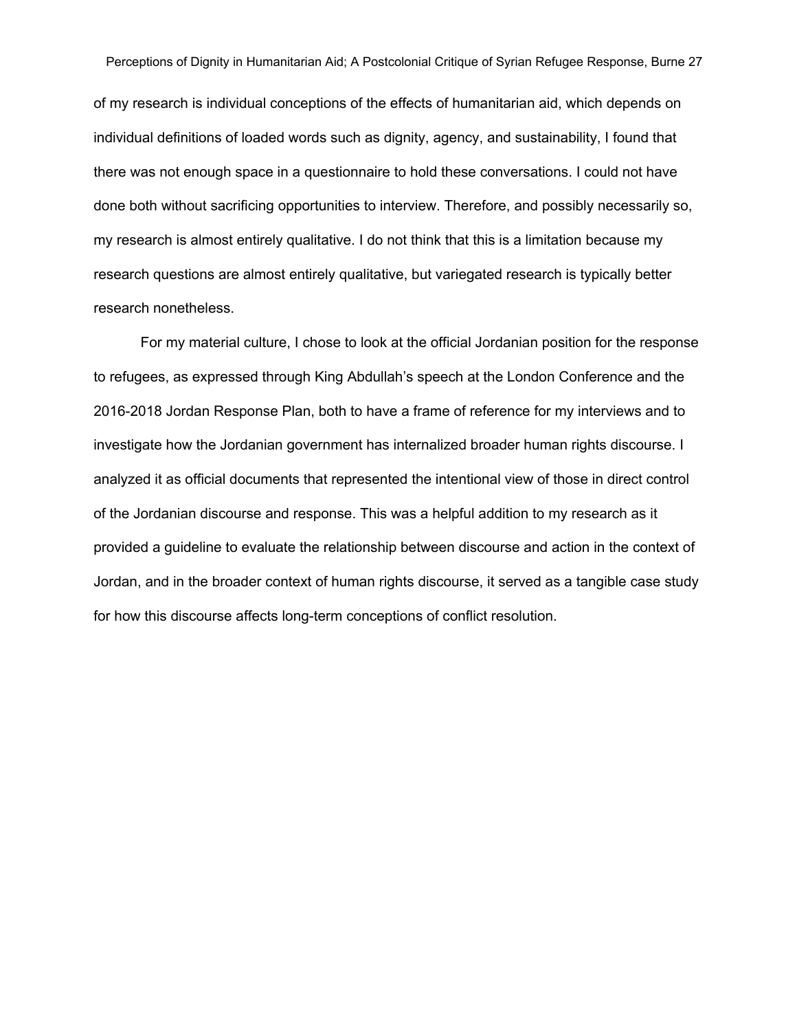of my research is individual conceptions of the effects of humanitarian aid, which depends on individual definitions of loaded words such as dignity, agency, and sustainability, I found that there was not enough space in a questionnaire to hold these conversations. I could not have done both without sacrificing opportunities to interview. Therefore, and possibly necessarily so, my research is almost entirely qualitative. I do not think that this is a limitation because my research questions are almost entirely qualitative, but variegated research is typically better research nonetheless.

For my material culture, I chose to look at the official Jordanian position for the response to refugees, as expressed through King Abdullah's speech at the London Conference and the 2016-2018 Jordan Response Plan, both to have a frame of reference for my interviews and to investigate how the Jordanian government has internalized broader human rights discourse. I analyzed it as official documents that represented the intentional view of those in direct control of the Jordanian discourse and response. This was a helpful addition to my research as it provided a guideline to evaluate the relationship between discourse and action in the context of Jordan, and in the broader context of human rights discourse, it served as a tangible case study for how this discourse affects long-term conceptions of conflict resolution.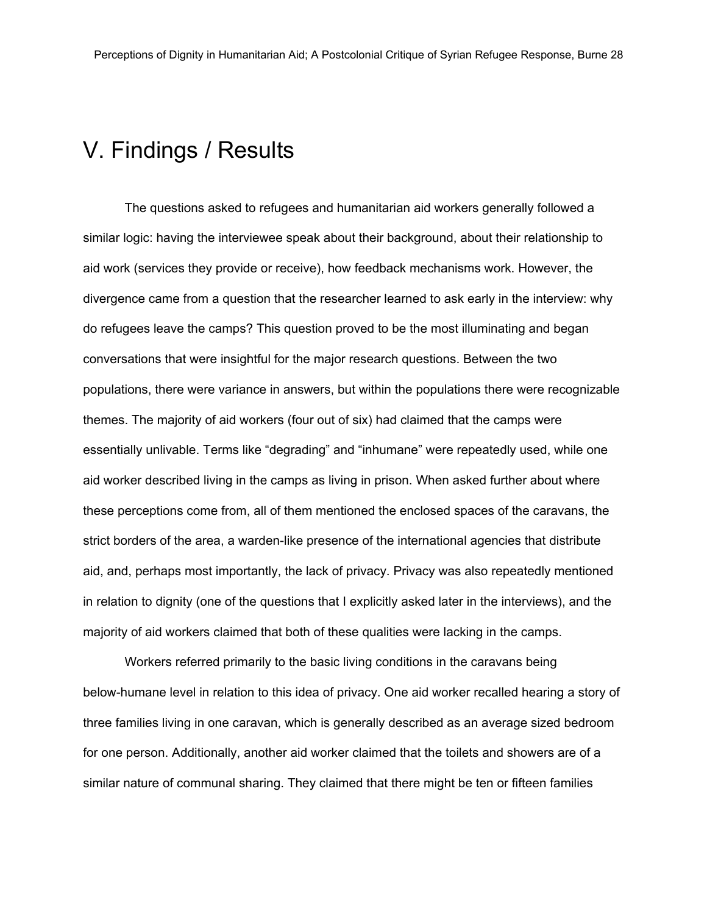# V. Findings / Results

The questions asked to refugees and humanitarian aid workers generally followed a similar logic: having the interviewee speak about their background, about their relationship to aid work (services they provide or receive), how feedback mechanisms work. However, the divergence came from a question that the researcher learned to ask early in the interview: why do refugees leave the camps? This question proved to be the most illuminating and began conversations that were insightful for the major research questions. Between the two populations, there were variance in answers, but within the populations there were recognizable themes. The majority of aid workers (four out of six) had claimed that the camps were essentially unlivable. Terms like "degrading" and "inhumane" were repeatedly used, while one aid worker described living in the camps as living in prison. When asked further about where these perceptions come from, all of them mentioned the enclosed spaces of the caravans, the strict borders of the area, a warden-like presence of the international agencies that distribute aid, and, perhaps most importantly, the lack of privacy. Privacy was also repeatedly mentioned in relation to dignity (one of the questions that I explicitly asked later in the interviews), and the majority of aid workers claimed that both of these qualities were lacking in the camps.

Workers referred primarily to the basic living conditions in the caravans being below-humane level in relation to this idea of privacy. One aid worker recalled hearing a story of three families living in one caravan, which is generally described as an average sized bedroom for one person. Additionally, another aid worker claimed that the toilets and showers are of a similar nature of communal sharing. They claimed that there might be ten or fifteen families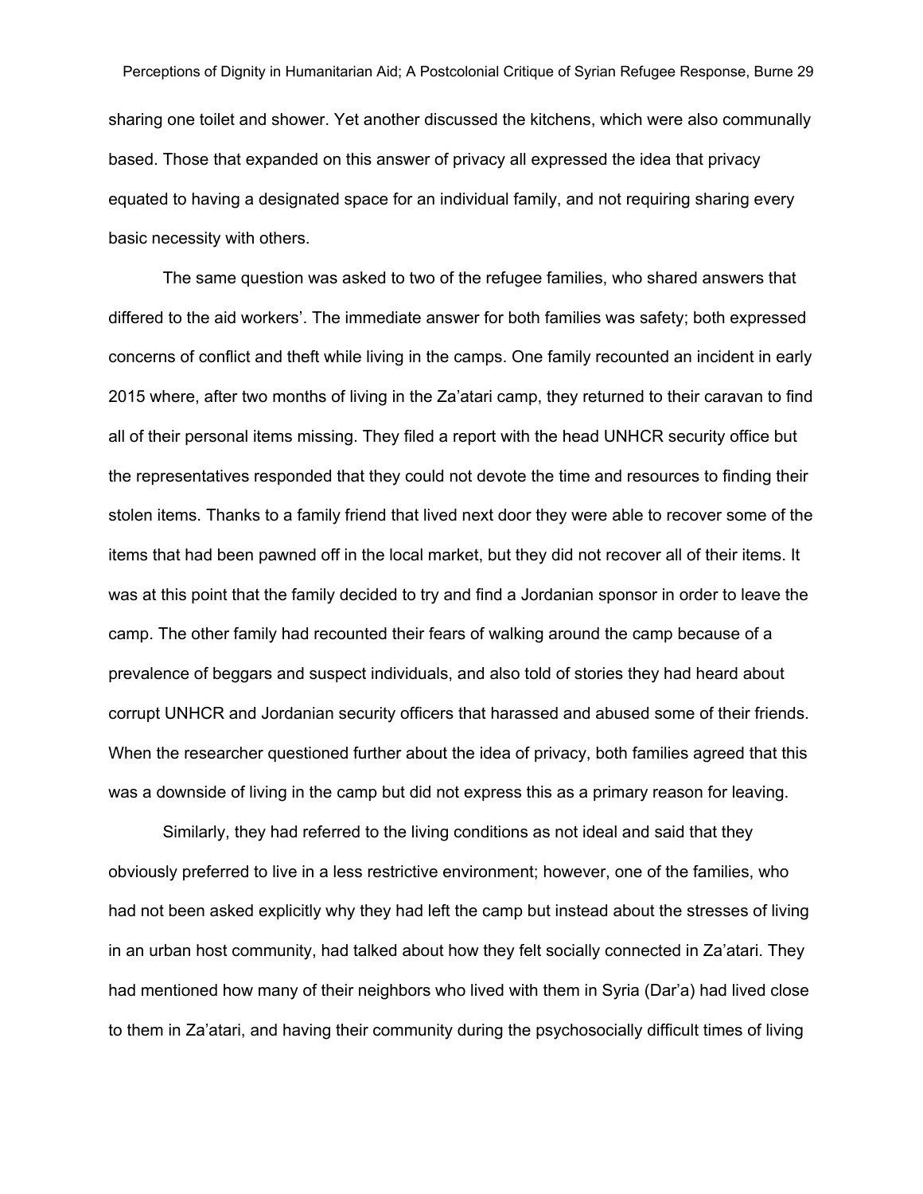sharing one toilet and shower. Yet another discussed the kitchens, which were also communally based. Those that expanded on this answer of privacy all expressed the idea that privacy equated to having a designated space for an individual family, and not requiring sharing every basic necessity with others.

The same question was asked to two of the refugee families, who shared answers that differed to the aid workers'. The immediate answer for both families was safety; both expressed concerns of conflict and theft while living in the camps. One family recounted an incident in early 2015 where, after two months of living in the Za'atari camp, they returned to their caravan to find all of their personal items missing. They filed a report with the head UNHCR security office but the representatives responded that they could not devote the time and resources to finding their stolen items. Thanks to a family friend that lived next door they were able to recover some of the items that had been pawned off in the local market, but they did not recover all of their items. It was at this point that the family decided to try and find a Jordanian sponsor in order to leave the camp. The other family had recounted their fears of walking around the camp because of a prevalence of beggars and suspect individuals, and also told of stories they had heard about corrupt UNHCR and Jordanian security officers that harassed and abused some of their friends. When the researcher questioned further about the idea of privacy, both families agreed that this was a downside of living in the camp but did not express this as a primary reason for leaving.

Similarly, they had referred to the living conditions as not ideal and said that they obviously preferred to live in a less restrictive environment; however, one of the families, who had not been asked explicitly why they had left the camp but instead about the stresses of living in an urban host community, had talked about how they felt socially connected in Za'atari. They had mentioned how many of their neighbors who lived with them in Syria (Dar'a) had lived close to them in Za'atari, and having their community during the psychosocially difficult times of living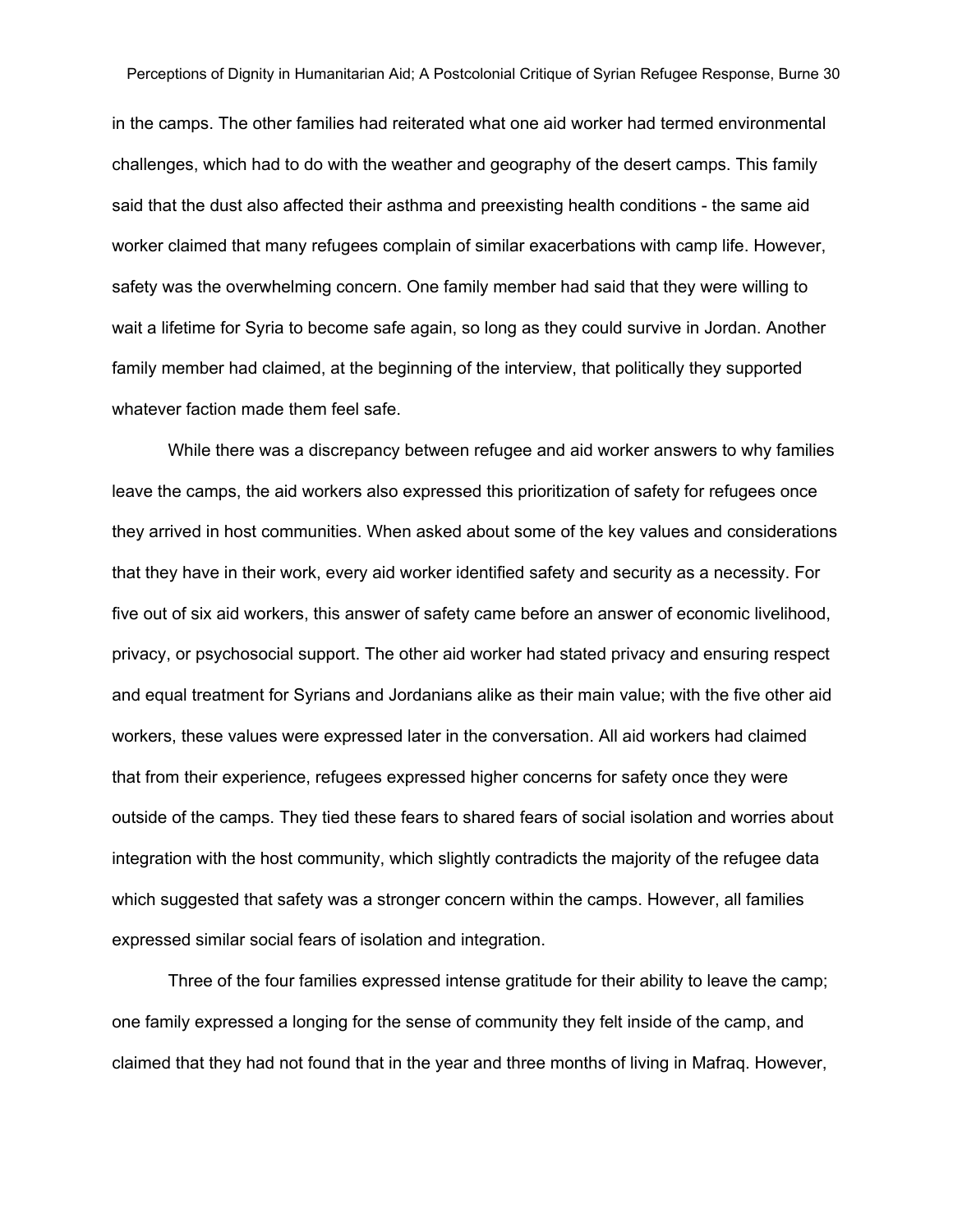in the camps. The other families had reiterated what one aid worker had termed environmental challenges, which had to do with the weather and geography of the desert camps. This family said that the dust also affected their asthma and preexisting health conditions - the same aid worker claimed that many refugees complain of similar exacerbations with camp life. However, safety was the overwhelming concern. One family member had said that they were willing to wait a lifetime for Syria to become safe again, so long as they could survive in Jordan. Another family member had claimed, at the beginning of the interview, that politically they supported whatever faction made them feel safe.

While there was a discrepancy between refugee and aid worker answers to why families leave the camps, the aid workers also expressed this prioritization of safety for refugees once they arrived in host communities. When asked about some of the key values and considerations that they have in their work, every aid worker identified safety and security as a necessity. For five out of six aid workers, this answer of safety came before an answer of economic livelihood, privacy, or psychosocial support. The other aid worker had stated privacy and ensuring respect and equal treatment for Syrians and Jordanians alike as their main value; with the five other aid workers, these values were expressed later in the conversation. All aid workers had claimed that from their experience, refugees expressed higher concerns for safety once they were outside of the camps. They tied these fears to shared fears of social isolation and worries about integration with the host community, which slightly contradicts the majority of the refugee data which suggested that safety was a stronger concern within the camps. However, all families expressed similar social fears of isolation and integration.

Three of the four families expressed intense gratitude for their ability to leave the camp; one family expressed a longing for the sense of community they felt inside of the camp, and claimed that they had not found that in the year and three months of living in Mafraq. However,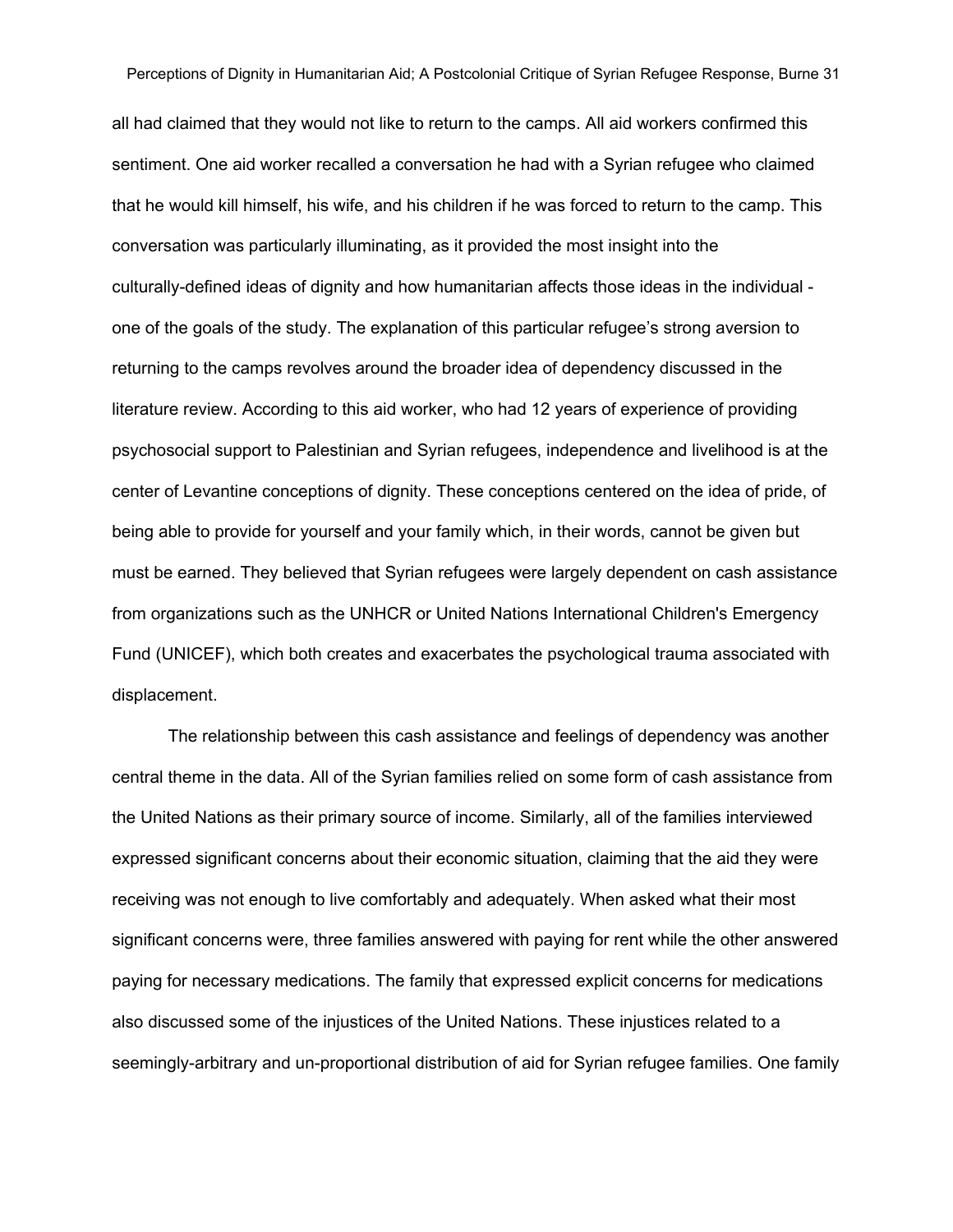all had claimed that they would not like to return to the camps. All aid workers confirmed this sentiment. One aid worker recalled a conversation he had with a Syrian refugee who claimed that he would kill himself, his wife, and his children if he was forced to return to the camp. This conversation was particularly illuminating, as it provided the most insight into the culturally-defined ideas of dignity and how humanitarian affects those ideas in the individual - one of the goals of the study. The explanation of this particular refugee's strong aversion to returning to the camps revolves around the broader idea of dependency discussed in the literature review. According to this aid worker, who had 12 years of experience of providing psychosocial support to Palestinian and Syrian refugees, independence and livelihood is at the center of Levantine conceptions of dignity. These conceptions centered on the idea of pride, of being able to provide for yourself and your family which, in their words, cannot be given but must be earned. They believed that Syrian refugees were largely dependent on cash assistance from organizations such as the UNHCR or United Nations International Children's Emergency Fund (UNICEF), which both creates and exacerbates the psychological trauma associated with displacement.

The relationship between this cash assistance and feelings of dependency was another central theme in the data. All of the Syrian families relied on some form of cash assistance from the United Nations as their primary source of income. Similarly, all of the families interviewed expressed significant concerns about their economic situation, claiming that the aid they were receiving was not enough to live comfortably and adequately. When asked what their most significant concerns were, three families answered with paying for rent while the other answered paying for necessary medications. The family that expressed explicit concerns for medications also discussed some of the injustices of the United Nations. These injustices related to a seemingly-arbitrary and un-proportional distribution of aid for Syrian refugee families. One family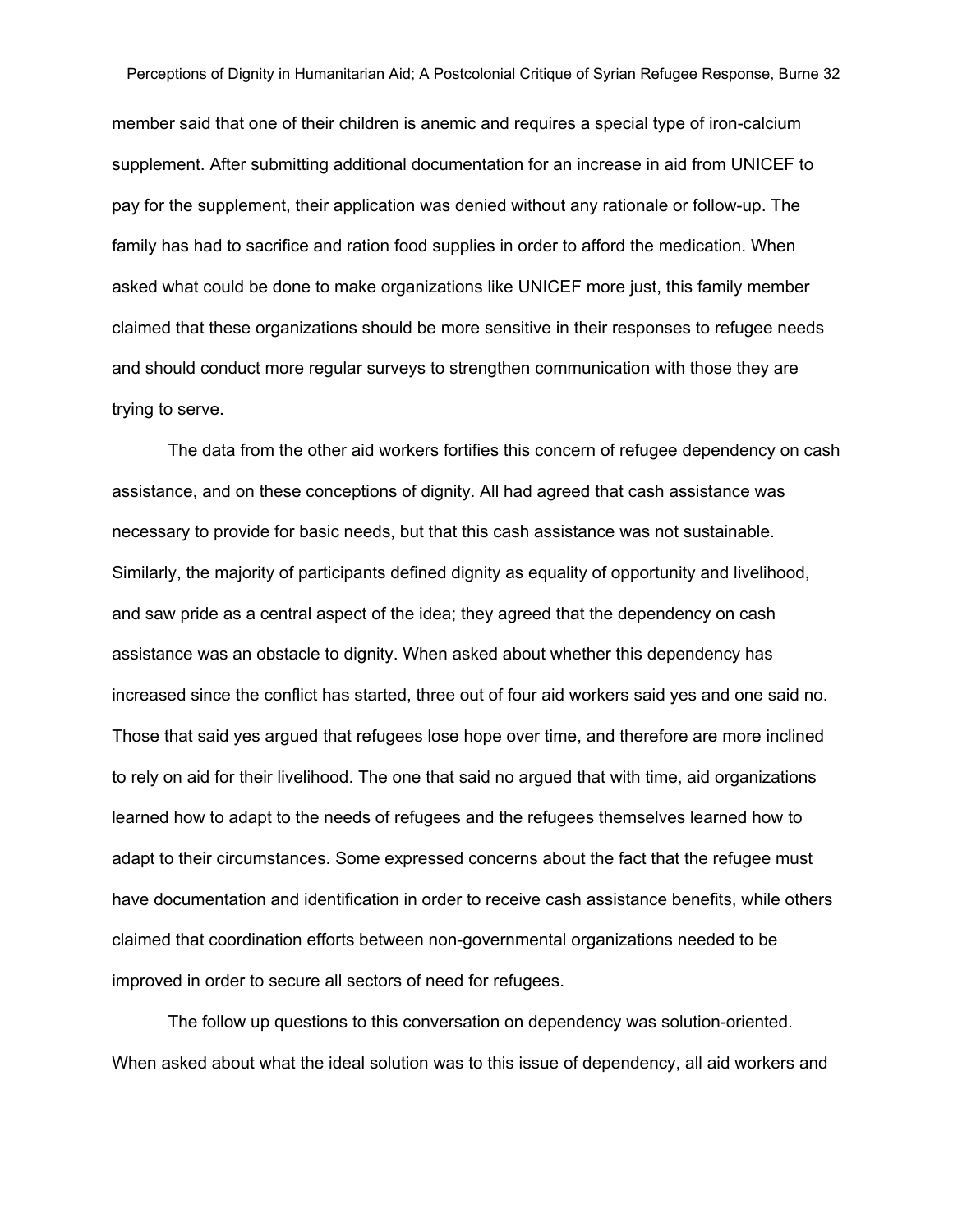member said that one of their children is anemic and requires a special type of iron-calcium supplement. After submitting additional documentation for an increase in aid from UNICEF to pay for the supplement, their application was denied without any rationale or follow-up. The family has had to sacrifice and ration food supplies in order to afford the medication. When asked what could be done to make organizations like UNICEF more just, this family member claimed that these organizations should be more sensitive in their responses to refugee needs and should conduct more regular surveys to strengthen communication with those they are trying to serve.

The data from the other aid workers fortifies this concern of refugee dependency on cash assistance, and on these conceptions of dignity. All had agreed that cash assistance was necessary to provide for basic needs, but that this cash assistance was not sustainable. Similarly, the majority of participants defined dignity as equality of opportunity and livelihood, and saw pride as a central aspect of the idea; they agreed that the dependency on cash assistance was an obstacle to dignity. When asked about whether this dependency has increased since the conflict has started, three out of four aid workers said yes and one said no. Those that said yes argued that refugees lose hope over time, and therefore are more inclined to rely on aid for their livelihood. The one that said no argued that with time, aid organizations learned how to adapt to the needs of refugees and the refugees themselves learned how to adapt to their circumstances. Some expressed concerns about the fact that the refugee must have documentation and identification in order to receive cash assistance benefits, while others claimed that coordination efforts between non-governmental organizations needed to be improved in order to secure all sectors of need for refugees.

The follow up questions to this conversation on dependency was solution-oriented. When asked about what the ideal solution was to this issue of dependency, all aid workers and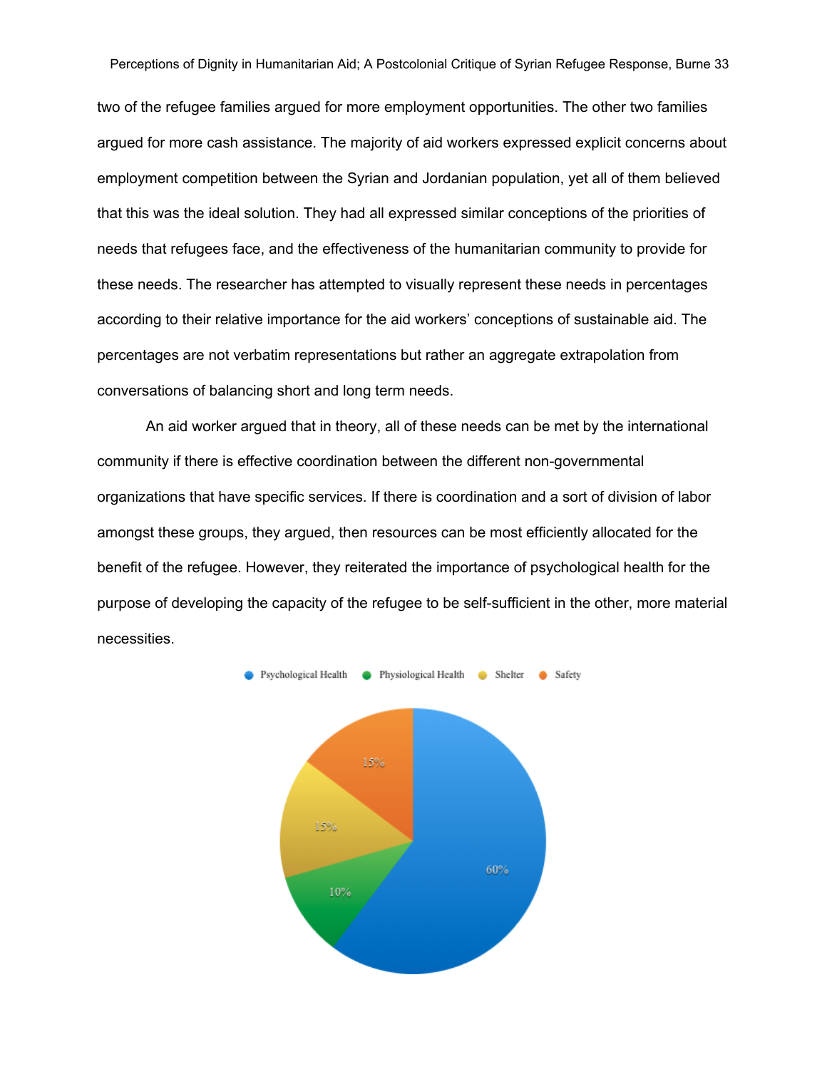two of the refugee families argued for more employment opportunities. The other two families argued for more cash assistance. The majority of aid workers expressed explicit concerns about employment competition between the Syrian and Jordanian population, yet all of them believed that this was the ideal solution. They had all expressed similar conceptions of the priorities of needs that refugees face, and the effectiveness of the humanitarian community to provide for these needs. The researcher has attempted to visually represent these needs in percentages according to their relative importance for the aid workers' conceptions of sustainable aid. The percentages are not verbatim representations but rather an aggregate extrapolation from conversations of balancing short and long term needs.

An aid worker argued that in theory, all of these needs can be met by the international community if there is effective coordination between the different non-governmental organizations that have specific services. If there is coordination and a sort of division of labor amongst these groups, they argued, then resources can be most efficiently allocated for the benefit of the refugee. However, they reiterated the importance of psychological health for the purpose of developing the capacity of the refugee to be self-sufficient in the other, more material necessities.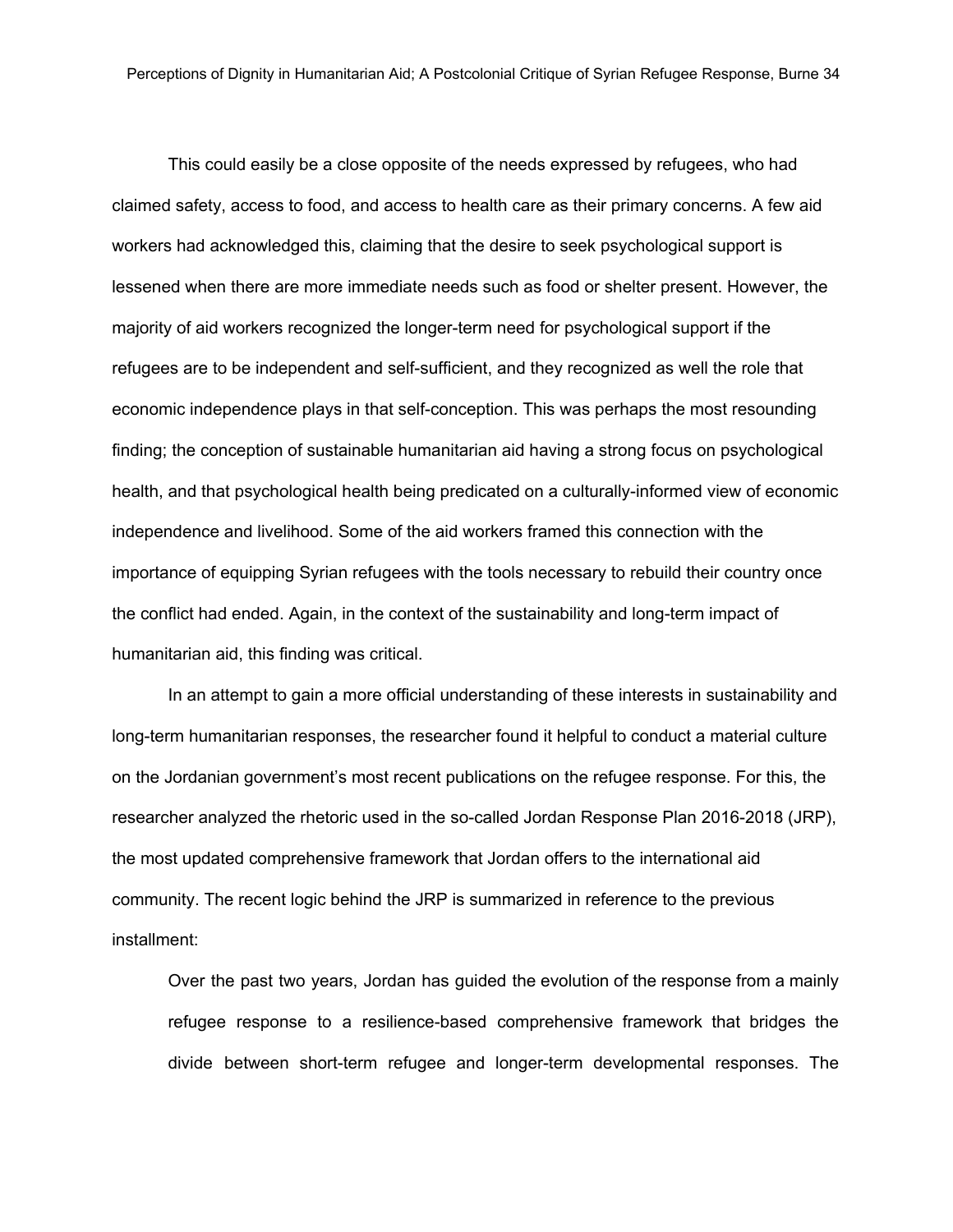This could easily be a close opposite of the needs expressed by refugees, who had claimed safety, access to food, and access to health care as their primary concerns. A few aid workers had acknowledged this, claiming that the desire to seek psychological support is lessened when there are more immediate needs such as food or shelter present. However, the majority of aid workers recognized the longer-term need for psychological support if the refugees are to be independent and self-sufficient, and they recognized as well the role that economic independence plays in that self-conception. This was perhaps the most resounding finding; the conception of sustainable humanitarian aid having a strong focus on psychological health, and that psychological health being predicated on a culturally-informed view of economic independence and livelihood. Some of the aid workers framed this connection with the importance of equipping Syrian refugees with the tools necessary to rebuild their country once the conflict had ended. Again, in the context of the sustainability and long-term impact of humanitarian aid, this finding was critical.

In an attempt to gain a more official understanding of these interests in sustainability and long-term humanitarian responses, the researcher found it helpful to conduct a material culture on the Jordanian government's most recent publications on the refugee response. For this, the researcher analyzed the rhetoric used in the so-called Jordan Response Plan 2016-2018 (JRP), the most updated comprehensive framework that Jordan offers to the international aid community. The recent logic behind the JRP is summarized in reference to the previous installment:

> Over the past two years, Jordan has guided the evolution of the response from a mainly refugee response to a resilience-based comprehensive framework that bridges the divide between short-term refugee and longer-term developmental responses. The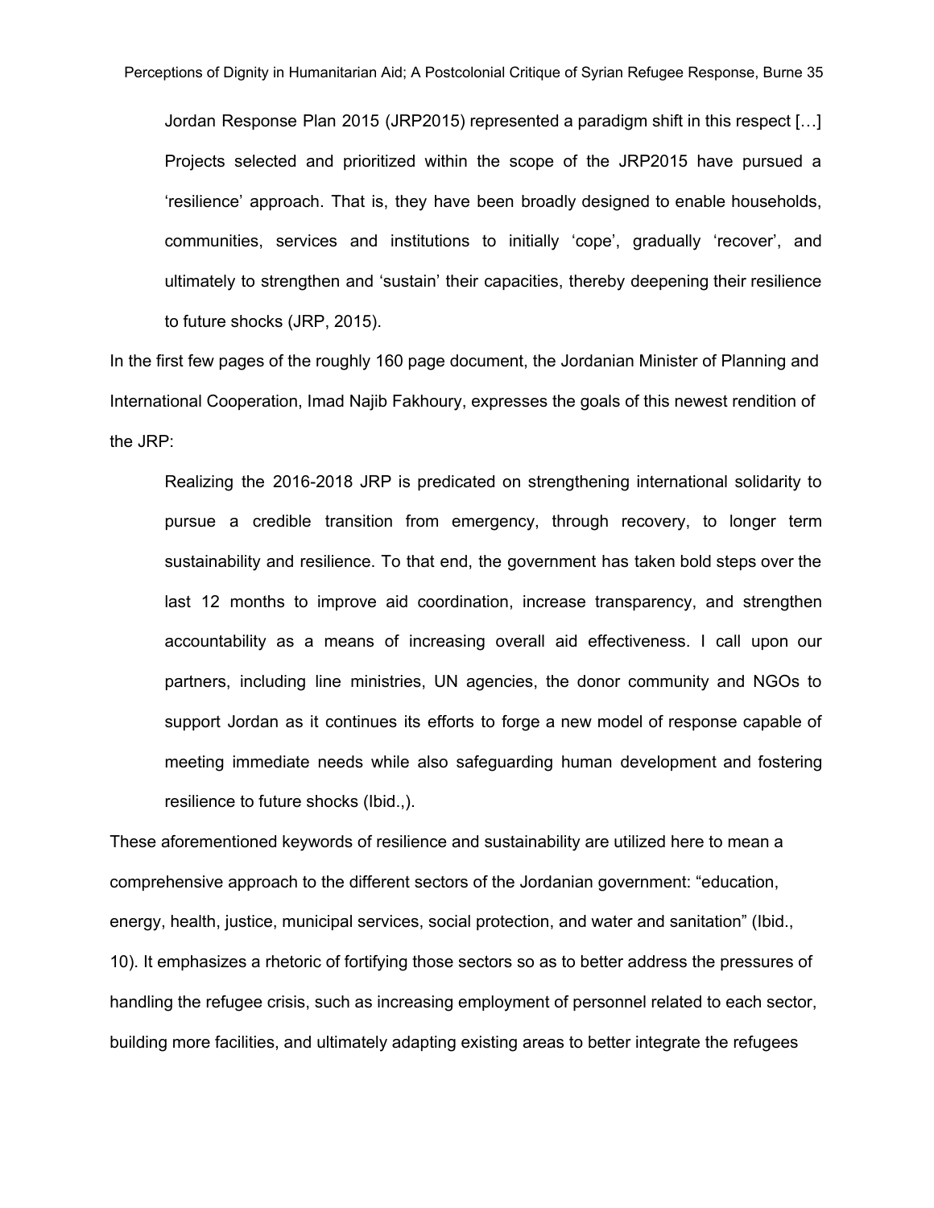> Jordan Response Plan 2015 (JRP2015) represented a paradigm shift in this respect [...] Projects selected and prioritized within the scope of the JRP2015 have pursued a 'resilience' approach. That is, they have been broadly designed to enable households, communities, services and institutions to initially 'cope', gradually 'recover', and ultimately to strengthen and 'sustain' their capacities, thereby deepening their resilience to future shocks (JRP, 2015).

In the first few pages of the roughly 160 page document, the Jordanian Minister of Planning and International Cooperation, Imad Najib Fakhoury, expresses the goals of this newest rendition of the JRP:

> Realizing the 2016-2018 JRP is predicated on strengthening international solidarity to pursue a credible transition from emergency, through recovery, to longer term sustainability and resilience. To that end, the government has taken bold steps over the last 12 months to improve aid coordination, increase transparency, and strengthen accountability as a means of increasing overall aid effectiveness. I call upon our partners, including line ministries, UN agencies, the donor community and NGOs to support Jordan as it continues its efforts to forge a new model of response capable of meeting immediate needs while also safeguarding human development and fostering resilience to future shocks (Ibid.,).

These aforementioned keywords of resilience and sustainability are utilized here to mean a comprehensive approach to the different sectors of the Jordanian government: "education, energy, health, justice, municipal services, social protection, and water and sanitation" (Ibid., 10). It emphasizes a rhetoric of fortifying those sectors so as to better address the pressures of handling the refugee crisis, such as increasing employment of personnel related to each sector, building more facilities, and ultimately adapting existing areas to better integrate the refugees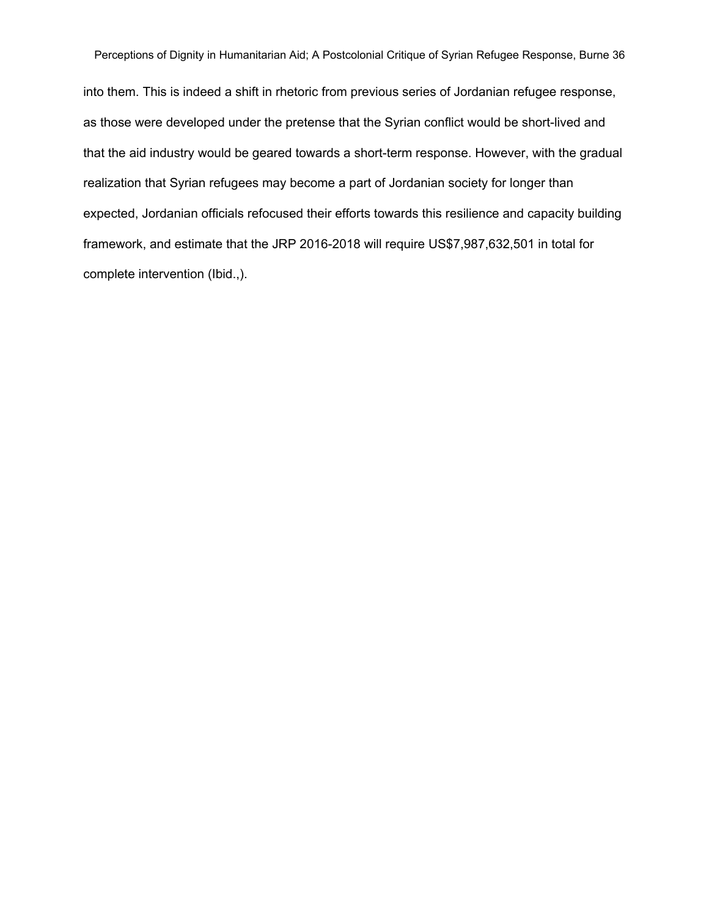into them. This is indeed a shift in rhetoric from previous series of Jordanian refugee response, as those were developed under the pretense that the Syrian conflict would be short-lived and that the aid industry would be geared towards a short-term response. However, with the gradual realization that Syrian refugees may become a part of Jordanian society for longer than expected, Jordanian officials refocused their efforts towards this resilience and capacity building framework, and estimate that the JRP 2016-2018 will require US$7,987,632,501 in total for complete intervention (Ibid.,).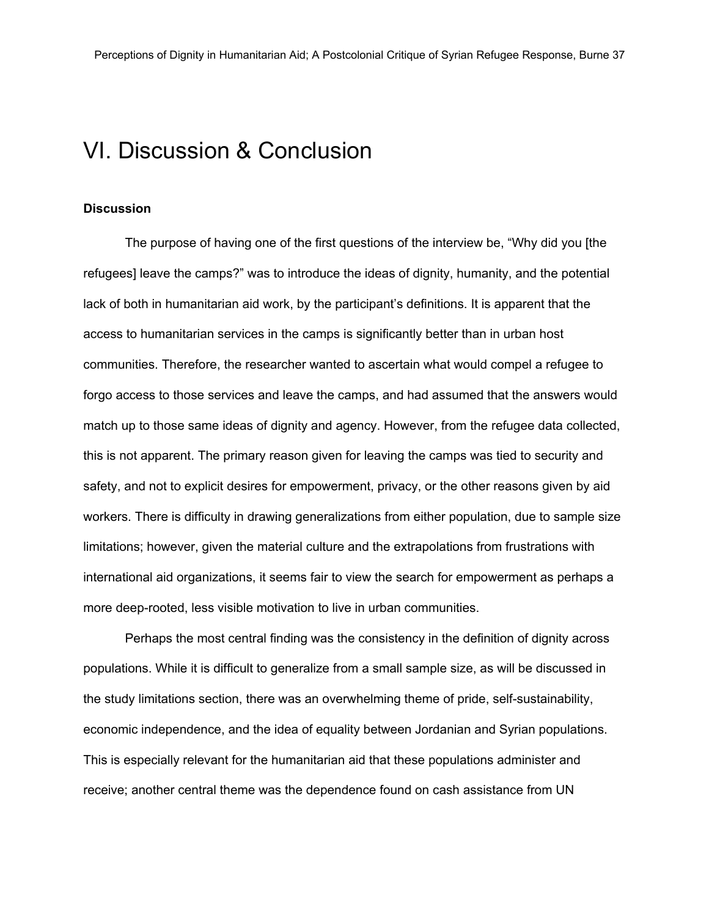# VI. Discussion & Conclusion

**Discussion**

The purpose of having one of the first questions of the interview be, "Why did you [the refugees] leave the camps?" was to introduce the ideas of dignity, humanity, and the potential lack of both in humanitarian aid work, by the participant's definitions. It is apparent that the access to humanitarian services in the camps is significantly better than in urban host communities. Therefore, the researcher wanted to ascertain what would compel a refugee to forgo access to those services and leave the camps, and had assumed that the answers would match up to those same ideas of dignity and agency. However, from the refugee data collected, this is not apparent. The primary reason given for leaving the camps was tied to security and safety, and not to explicit desires for empowerment, privacy, or the other reasons given by aid workers. There is difficulty in drawing generalizations from either population, due to sample size limitations; however, given the material culture and the extrapolations from frustrations with international aid organizations, it seems fair to view the search for empowerment as perhaps a more deep-rooted, less visible motivation to live in urban communities.

Perhaps the most central finding was the consistency in the definition of dignity across populations. While it is difficult to generalize from a small sample size, as will be discussed in the study limitations section, there was an overwhelming theme of pride, self-sustainability, economic independence, and the idea of equality between Jordanian and Syrian populations. This is especially relevant for the humanitarian aid that these populations administer and receive; another central theme was the dependence found on cash assistance from UN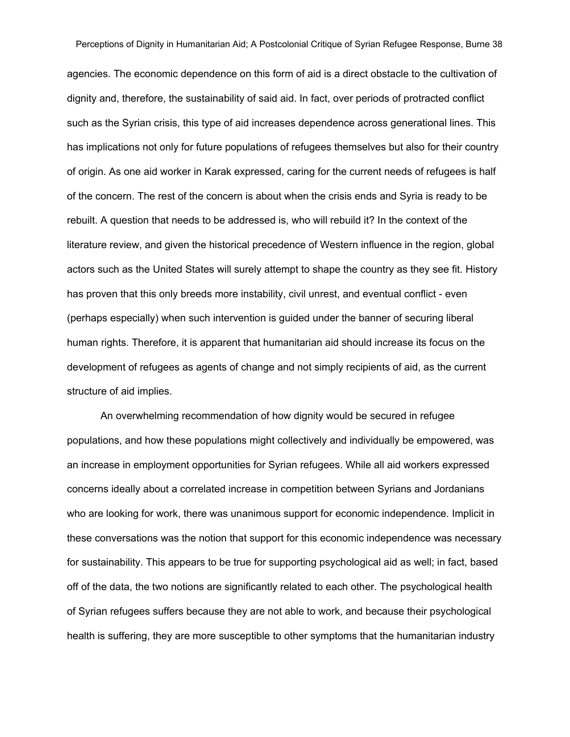agencies. The economic dependence on this form of aid is a direct obstacle to the cultivation of dignity and, therefore, the sustainability of said aid. In fact, over periods of protracted conflict such as the Syrian crisis, this type of aid increases dependence across generational lines. This has implications not only for future populations of refugees themselves but also for their country of origin. As one aid worker in Karak expressed, caring for the current needs of refugees is half of the concern. The rest of the concern is about when the crisis ends and Syria is ready to be rebuilt. A question that needs to be addressed is, who will rebuild it? In the context of the literature review, and given the historical precedence of Western influence in the region, global actors such as the United States will surely attempt to shape the country as they see fit. History has proven that this only breeds more instability, civil unrest, and eventual conflict - even (perhaps especially) when such intervention is guided under the banner of securing liberal human rights. Therefore, it is apparent that humanitarian aid should increase its focus on the development of refugees as agents of change and not simply recipients of aid, as the current structure of aid implies.

An overwhelming recommendation of how dignity would be secured in refugee populations, and how these populations might collectively and individually be empowered, was an increase in employment opportunities for Syrian refugees. While all aid workers expressed concerns ideally about a correlated increase in competition between Syrians and Jordanians who are looking for work, there was unanimous support for economic independence. Implicit in these conversations was the notion that support for this economic independence was necessary for sustainability. This appears to be true for supporting psychological aid as well; in fact, based off of the data, the two notions are significantly related to each other. The psychological health of Syrian refugees suffers because they are not able to work, and because their psychological health is suffering, they are more susceptible to other symptoms that the humanitarian industry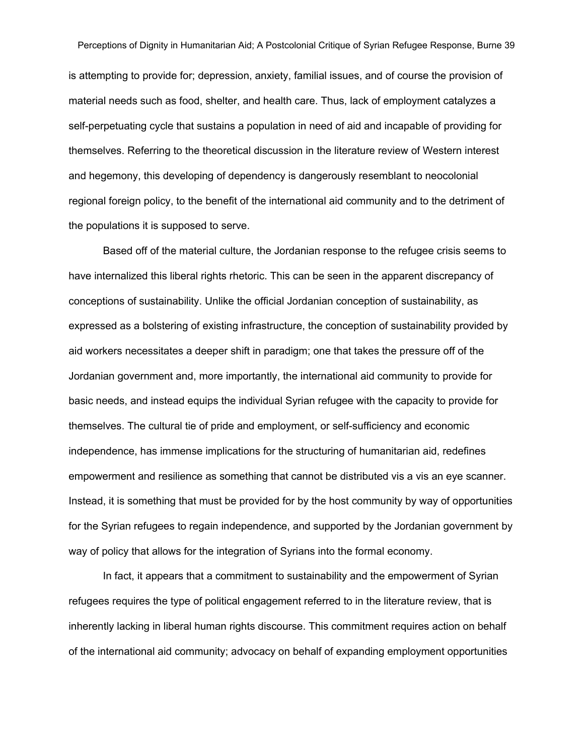is attempting to provide for; depression, anxiety, familial issues, and of course the provision of material needs such as food, shelter, and health care. Thus, lack of employment catalyzes a self-perpetuating cycle that sustains a population in need of aid and incapable of providing for themselves. Referring to the theoretical discussion in the literature review of Western interest and hegemony, this developing of dependency is dangerously resemblant to neocolonial regional foreign policy, to the benefit of the international aid community and to the detriment of the populations it is supposed to serve.

Based off of the material culture, the Jordanian response to the refugee crisis seems to have internalized this liberal rights rhetoric. This can be seen in the apparent discrepancy of conceptions of sustainability. Unlike the official Jordanian conception of sustainability, as expressed as a bolstering of existing infrastructure, the conception of sustainability provided by aid workers necessitates a deeper shift in paradigm; one that takes the pressure off of the Jordanian government and, more importantly, the international aid community to provide for basic needs, and instead equips the individual Syrian refugee with the capacity to provide for themselves. The cultural tie of pride and employment, or self-sufficiency and economic independence, has immense implications for the structuring of humanitarian aid, redefines empowerment and resilience as something that cannot be distributed vis a vis an eye scanner. Instead, it is something that must be provided for by the host community by way of opportunities for the Syrian refugees to regain independence, and supported by the Jordanian government by way of policy that allows for the integration of Syrians into the formal economy.

In fact, it appears that a commitment to sustainability and the empowerment of Syrian refugees requires the type of political engagement referred to in the literature review, that is inherently lacking in liberal human rights discourse. This commitment requires action on behalf of the international aid community; advocacy on behalf of expanding employment opportunities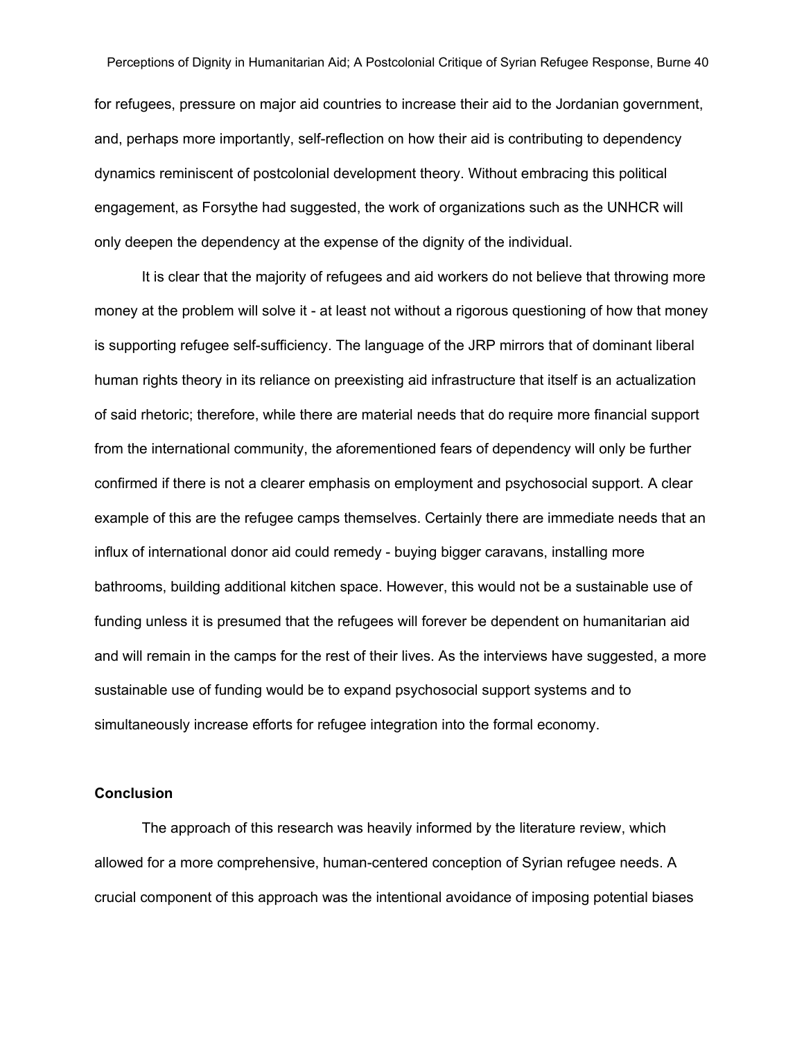for refugees, pressure on major aid countries to increase their aid to the Jordanian government, and, perhaps more importantly, self-reflection on how their aid is contributing to dependency dynamics reminiscent of postcolonial development theory. Without embracing this political engagement, as Forsythe had suggested, the work of organizations such as the UNHCR will only deepen the dependency at the expense of the dignity of the individual.

It is clear that the majority of refugees and aid workers do not believe that throwing more money at the problem will solve it - at least not without a rigorous questioning of how that money is supporting refugee self-sufficiency. The language of the JRP mirrors that of dominant liberal human rights theory in its reliance on preexisting aid infrastructure that itself is an actualization of said rhetoric; therefore, while there are material needs that do require more financial support from the international community, the aforementioned fears of dependency will only be further confirmed if there is not a clearer emphasis on employment and psychosocial support. A clear example of this are the refugee camps themselves. Certainly there are immediate needs that an influx of international donor aid could remedy - buying bigger caravans, installing more bathrooms, building additional kitchen space. However, this would not be a sustainable use of funding unless it is presumed that the refugees will forever be dependent on humanitarian aid and will remain in the camps for the rest of their lives. As the interviews have suggested, a more sustainable use of funding would be to expand psychosocial support systems and to simultaneously increase efforts for refugee integration into the formal economy.

## Conclusion

The approach of this research was heavily informed by the literature review, which allowed for a more comprehensive, human-centered conception of Syrian refugee needs. A crucial component of this approach was the intentional avoidance of imposing potential biases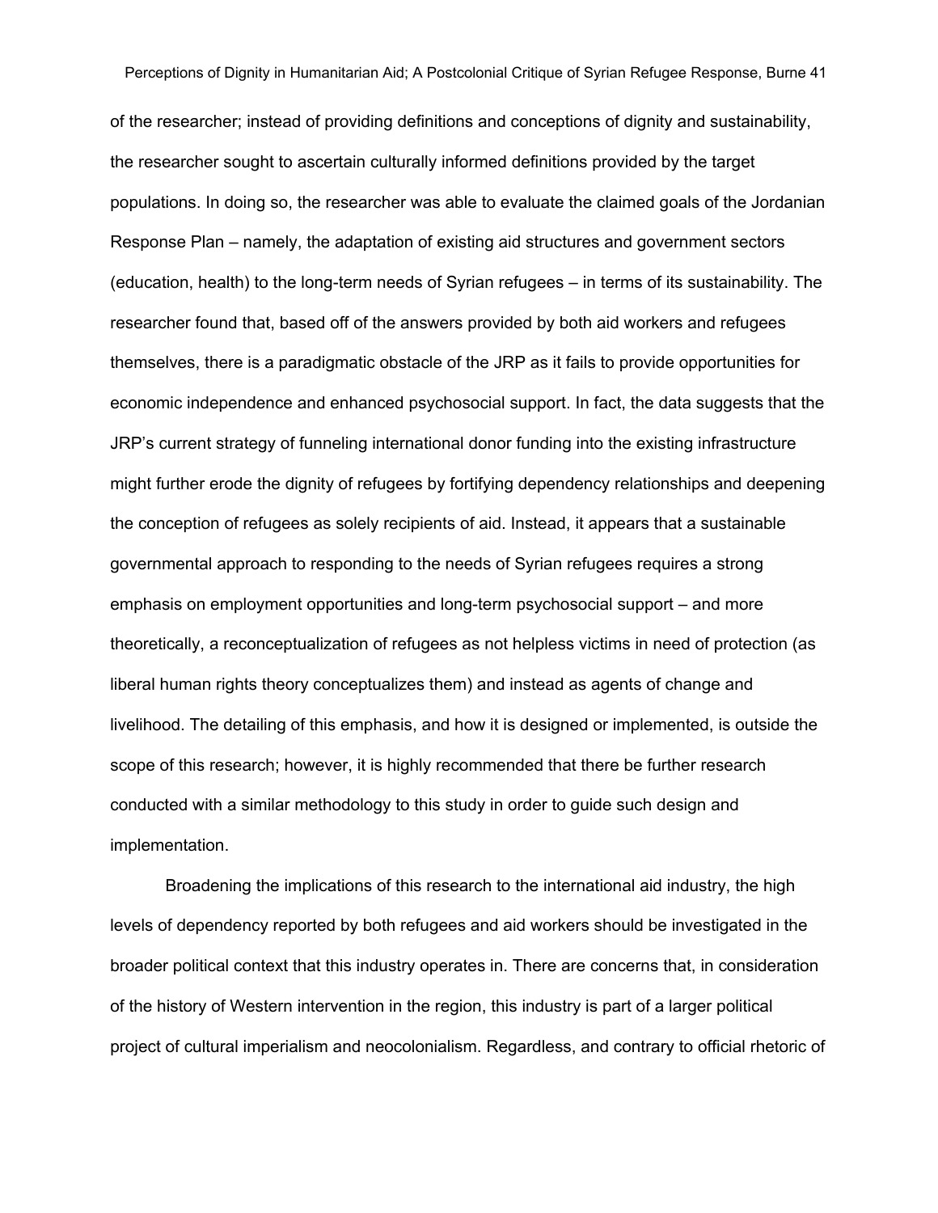of the researcher; instead of providing definitions and conceptions of dignity and sustainability, the researcher sought to ascertain culturally informed definitions provided by the target populations. In doing so, the researcher was able to evaluate the claimed goals of the Jordanian Response Plan – namely, the adaptation of existing aid structures and government sectors (education, health) to the long-term needs of Syrian refugees – in terms of its sustainability. The researcher found that, based off of the answers provided by both aid workers and refugees themselves, there is a paradigmatic obstacle of the JRP as it fails to provide opportunities for economic independence and enhanced psychosocial support. In fact, the data suggests that the JRP's current strategy of funneling international donor funding into the existing infrastructure might further erode the dignity of refugees by fortifying dependency relationships and deepening the conception of refugees as solely recipients of aid. Instead, it appears that a sustainable governmental approach to responding to the needs of Syrian refugees requires a strong emphasis on employment opportunities and long-term psychosocial support – and more theoretically, a reconceptualization of refugees as not helpless victims in need of protection (as liberal human rights theory conceptualizes them) and instead as agents of change and livelihood. The detailing of this emphasis, and how it is designed or implemented, is outside the scope of this research; however, it is highly recommended that there be further research conducted with a similar methodology to this study in order to guide such design and implementation.

Broadening the implications of this research to the international aid industry, the high levels of dependency reported by both refugees and aid workers should be investigated in the broader political context that this industry operates in. There are concerns that, in consideration of the history of Western intervention in the region, this industry is part of a larger political project of cultural imperialism and neocolonialism. Regardless, and contrary to official rhetoric of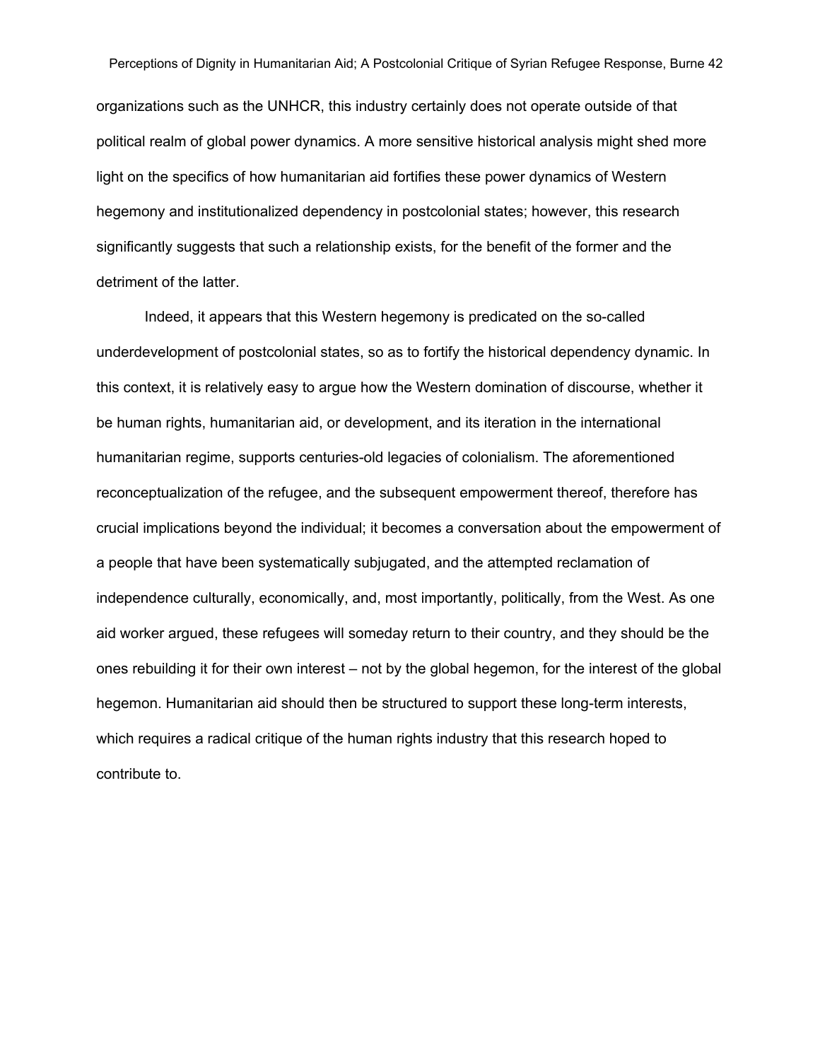organizations such as the UNHCR, this industry certainly does not operate outside of that political realm of global power dynamics. A more sensitive historical analysis might shed more light on the specifics of how humanitarian aid fortifies these power dynamics of Western hegemony and institutionalized dependency in postcolonial states; however, this research significantly suggests that such a relationship exists, for the benefit of the former and the detriment of the latter.

Indeed, it appears that this Western hegemony is predicated on the so-called underdevelopment of postcolonial states, so as to fortify the historical dependency dynamic. In this context, it is relatively easy to argue how the Western domination of discourse, whether it be human rights, humanitarian aid, or development, and its iteration in the international humanitarian regime, supports centuries-old legacies of colonialism. The aforementioned reconceptualization of the refugee, and the subsequent empowerment thereof, therefore has crucial implications beyond the individual; it becomes a conversation about the empowerment of a people that have been systematically subjugated, and the attempted reclamation of independence culturally, economically, and, most importantly, politically, from the West. As one aid worker argued, these refugees will someday return to their country, and they should be the ones rebuilding it for their own interest – not by the global hegemon, for the interest of the global hegemon. Humanitarian aid should then be structured to support these long-term interests, which requires a radical critique of the human rights industry that this research hoped to contribute to.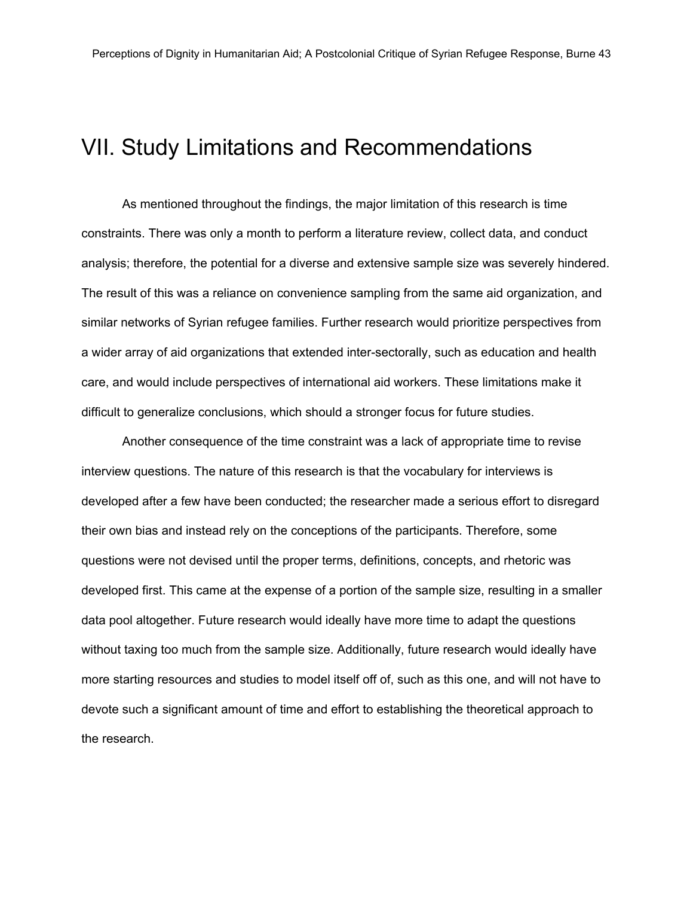# VII. Study Limitations and Recommendations

As mentioned throughout the findings, the major limitation of this research is time constraints. There was only a month to perform a literature review, collect data, and conduct analysis; therefore, the potential for a diverse and extensive sample size was severely hindered. The result of this was a reliance on convenience sampling from the same aid organization, and similar networks of Syrian refugee families. Further research would prioritize perspectives from a wider array of aid organizations that extended inter-sectorally, such as education and health care, and would include perspectives of international aid workers. These limitations make it difficult to generalize conclusions, which should a stronger focus for future studies.

Another consequence of the time constraint was a lack of appropriate time to revise interview questions. The nature of this research is that the vocabulary for interviews is developed after a few have been conducted; the researcher made a serious effort to disregard their own bias and instead rely on the conceptions of the participants. Therefore, some questions were not devised until the proper terms, definitions, concepts, and rhetoric was developed first. This came at the expense of a portion of the sample size, resulting in a smaller data pool altogether. Future research would ideally have more time to adapt the questions without taxing too much from the sample size. Additionally, future research would ideally have more starting resources and studies to model itself off of, such as this one, and will not have to devote such a significant amount of time and effort to establishing the theoretical approach to the research.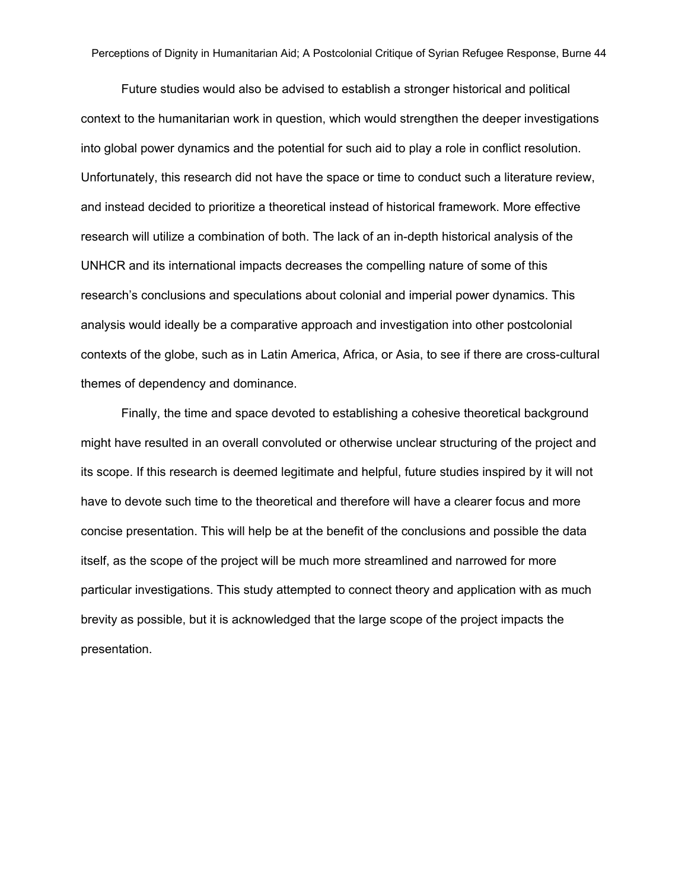Future studies would also be advised to establish a stronger historical and political context to the humanitarian work in question, which would strengthen the deeper investigations into global power dynamics and the potential for such aid to play a role in conflict resolution. Unfortunately, this research did not have the space or time to conduct such a literature review, and instead decided to prioritize a theoretical instead of historical framework. More effective research will utilize a combination of both. The lack of an in-depth historical analysis of the UNHCR and its international impacts decreases the compelling nature of some of this research's conclusions and speculations about colonial and imperial power dynamics. This analysis would ideally be a comparative approach and investigation into other postcolonial contexts of the globe, such as in Latin America, Africa, or Asia, to see if there are cross-cultural themes of dependency and dominance.

Finally, the time and space devoted to establishing a cohesive theoretical background might have resulted in an overall convoluted or otherwise unclear structuring of the project and its scope. If this research is deemed legitimate and helpful, future studies inspired by it will not have to devote such time to the theoretical and therefore will have a clearer focus and more concise presentation. This will help be at the benefit of the conclusions and possible the data itself, as the scope of the project will be much more streamlined and narrowed for more particular investigations. This study attempted to connect theory and application with as much brevity as possible, but it is acknowledged that the large scope of the project impacts the presentation.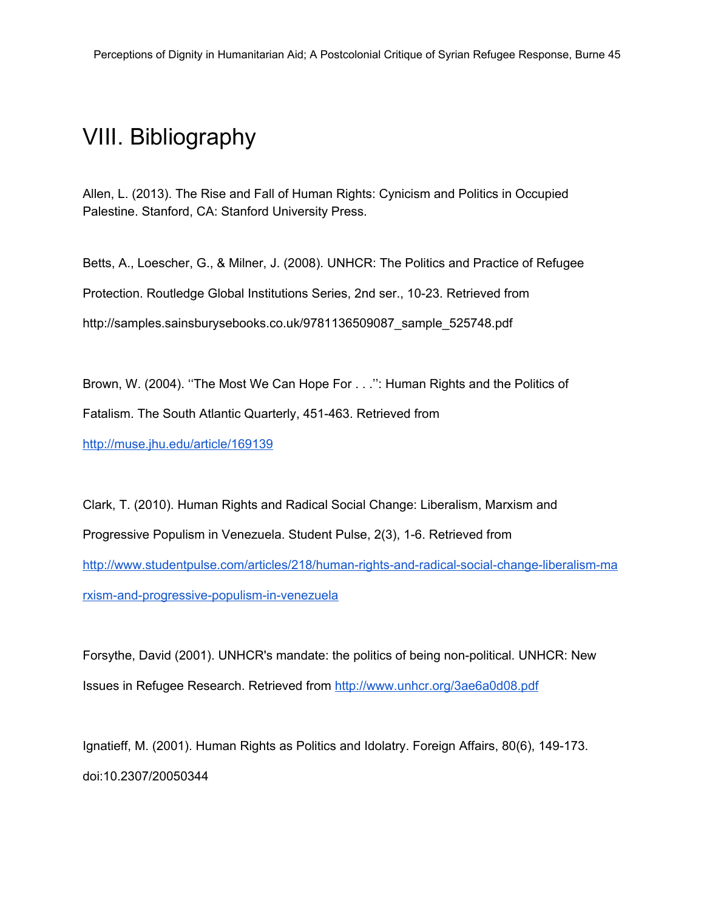# VIII. Bibliography

Allen, L. (2013). The Rise and Fall of Human Rights: Cynicism and Politics in Occupied Palestine. Stanford, CA: Stanford University Press.

Betts, A., Loescher, G., & Milner, J. (2008). UNHCR: The Politics and Practice of Refugee Protection. Routledge Global Institutions Series, 2nd ser., 10-23. Retrieved from http://samples.sainsburysebooks.co.uk/9781136509087_sample_525748.pdf

Brown, W. (2004). ‘‘The Most We Can Hope For . . .’’: Human Rights and the Politics of Fatalism. The South Atlantic Quarterly, 451-463. Retrieved from http://muse.jhu.edu/article/169139

Clark, T. (2010). Human Rights and Radical Social Change: Liberalism, Marxism and Progressive Populism in Venezuela. Student Pulse, 2(3), 1-6. Retrieved from http://www.studentpulse.com/articles/218/human-rights-and-radical-social-change-liberalism-marxism-and-progressive-populism-in-venezuela

Forsythe, David (2001). UNHCR's mandate: the politics of being non-political. UNHCR: New Issues in Refugee Research. Retrieved from http://www.unhcr.org/3ae6a0d08.pdf

Ignatieff, M. (2001). Human Rights as Politics and Idolatry. Foreign Affairs, 80(6), 149-173. doi:10.2307/20050344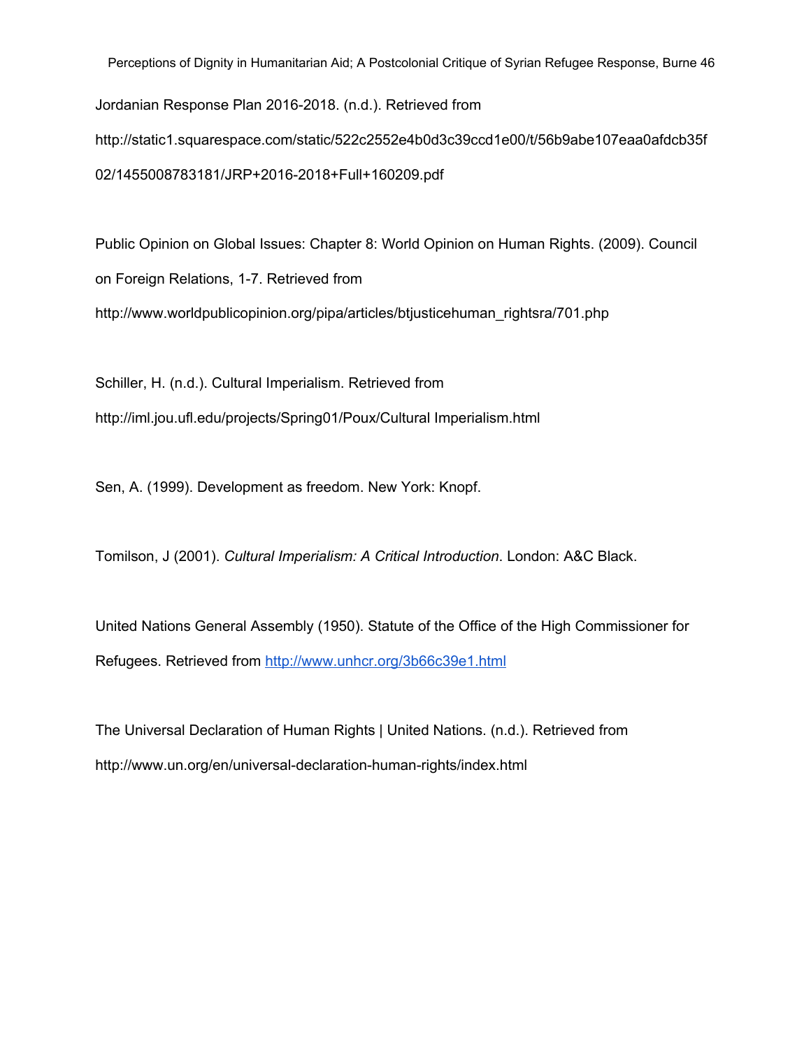Jordanian Response Plan 2016-2018. (n.d.). Retrieved from http://static1.squarespace.com/static/522c2552e4b0d3c39ccd1e00/t/56b9abe107eaa0afdcb35f02/1455008783181/JRP+2016-2018+Full+160209.pdf

Public Opinion on Global Issues: Chapter 8: World Opinion on Human Rights. (2009). Council on Foreign Relations, 1-7. Retrieved from http://www.worldpublicopinion.org/pipa/articles/btjusticehuman_rightsra/701.php

Schiller, H. (n.d.). Cultural Imperialism. Retrieved from http://iml.jou.ufl.edu/projects/Spring01/Poux/Cultural Imperialism.html

Sen, A. (1999). Development as freedom. New York: Knopf.

Tomilson, J (2001). *Cultural Imperialism: A Critical Introduction*. London: A&C Black.

United Nations General Assembly (1950). Statute of the Office of the High Commissioner for Refugees. Retrieved from [http://www.unhcr.org/3b66c39e1.html](http://www.unhcr.org/3b66c39e1.html)

The Universal Declaration of Human Rights | United Nations. (n.d.). Retrieved from http://www.un.org/en/universal-declaration-human-rights/index.html